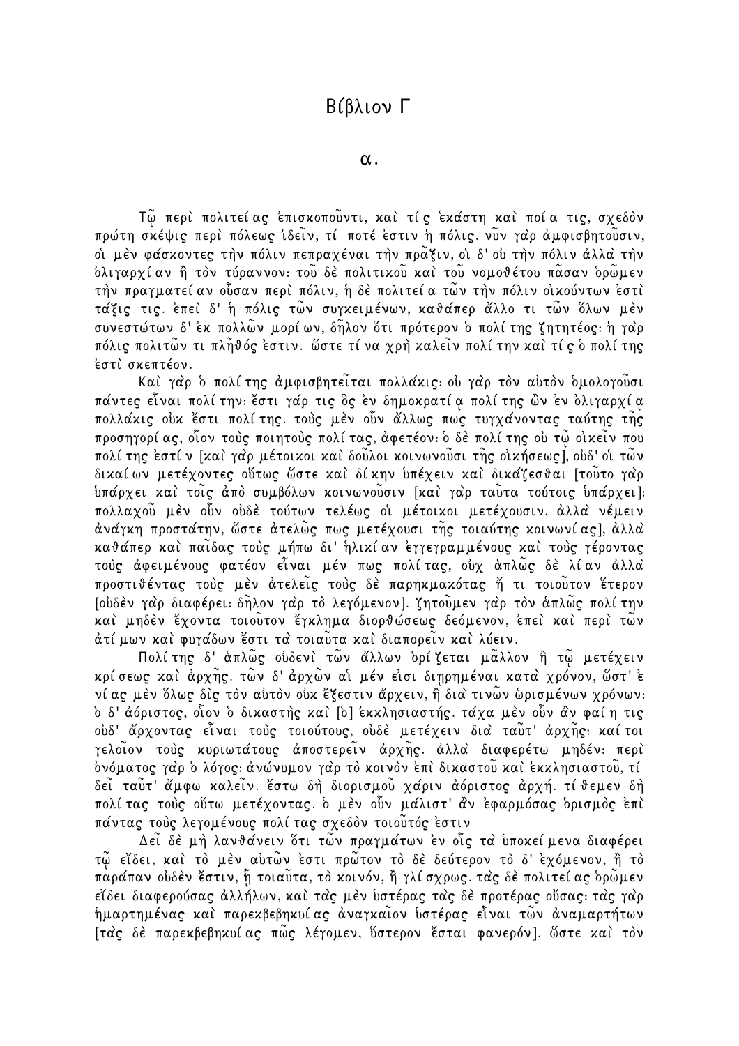# Βίβλιον Γ

## α.

Τῷ περὶ πολιτείας ἐπισκοποῦντι, καὶ τίς ἑκάστη καὶ ποία τις, σχεδὸν πρώτη σκέψις περὶ πόλεως ἰδεῖν, τί ποτέ ἐστιν ἡ πόλις. νῦν γὰρ ἀμφισβητοῦσιν, οἱ μὲν φάσκοντες τὴν πόλιν πεπραχέναι τὴν πρᾶξιν, οἱ δ' οὐ τὴν πόλιν ἀλλὰ τὴν ὀλιγαρχίαν ἢ τὸν τύραννον: τοῦ δὲ πολιτικοῦ καὶ τοῦ νομοθέτου πᾶσαν ὁρῶμεν τὴν πραγματείαν οὖσαν περὶ πόλιν, ἡ δὲ πολιτεία τῶν τὴν πόλιν οἰκούντων ἐστὶ τάξις τις. ἐπεὶ δ' ἡ πόλις τῶν συγκειμένων, καθάπερ ἄλλο τι τῶν ὅλων μὲν συνεστώτων δ' ἐκ πολλῶν μορίων, δῆλον ὅτι πρότερον ὁ πολίτης ζητητέος: ἡ γὰρ πόλις πολιτῶν τι πλῆθός ἐστιν. ὥστε τίνα χρὴ καλεῖν πολίτην καὶ τίς ὁ πολίτης ἐστὶ σκεπτέον.

Καὶ γὰρ ὁ πολίτης ἀμφισβητεῖται πολλάκις: οὐ γὰρ τὸν αὐτὸν ὁμολογοῦσι πάντες εἶναι πολίτην: ἔστι γάρ τις ὃς ἐν δημοκρατίᾳ πολίτης ὢν ἐν ὀλιγαρχίᾳ πολλάκις οὐκ ἔστι πολίτης. τοὺς μὲν οὖν ἄλλως πως τυγχάνοντας ταύτης τῆς προσηγορίας, οἷον τοὺς ποιητοὺς πολίτας, ἀφετέον: ὁ δὲ πολίτης οὐ τῷ οἰκεῖν που πολίτης ἐστίν [καὶ γὰρ μέτοικοι καὶ δοῦλοι κοινωνοῦσι τῆς οἰκήσεως], οὐδ' οἱ τῶν δικαίων μετέχοντες οὕτως ὥστε καὶ δίκην ὑπέχειν καὶ δικάζεσθαι [τοῦτο γὰρ ὑπάρχει καὶ τοῖς ἀπὸ συμβόλων κοινωνοῦσιν [καὶ γὰρ ταῦτα τούτοις ὑπάρχει]: πολλαχοῦ μὲν οὖν οὐδὲ τούτων τελέως οἱ μέτοικοι μετέχουσιν, ἀλλὰ νέμειν ἀνάγκη προστάτην, ὥστε ἀτελῶς πως μετέχουσι τῆς τοιαύτης κοινωνίας], ἀλλὰ καθάπερ καὶ παῖδας τοὺς μήπω δι' ἡλικίαν ἐγγεγραμμένους καὶ τοὺς γέροντας τοὺς ἀφειμένους φατέον εἶναι μέν πως πολίτας, οὐχ ἁπλῶς δὲ λίαν ἀλλὰ προστιθέντας τοὺς μὲν ἀτελεῖς τοὺς δὲ παρηκμακότας ἤ τι τοιοῦτον ἕτερον [οὐδὲν γὰρ διαφέρει: δῆλον γὰρ τὸ λεγόμενον]. ζητοῦμεν γὰρ τὸν ἁπλῶς πολίτην καὶ μηδὲν ἔχοντα τοιοῦτον ἔγκλημα διορθώσεως δεόμενον, ἐπεὶ καὶ περὶ τῶν ἀτίμων καὶ φυγάδων ἔστι τὰ τοιαῦτα καὶ διαπορεῖν καὶ λύειν.

Πολίτης δ' ἁπλῶς οὐδενὶ τῶν ἄλλων ὁρίζεται μᾶλλον ἢ τῷ μετέχειν κρίσεως καὶ ἀρχῆς. τῶν δ' ἀρχῶν αἱ μέν εἰσι διῃρημέναι κατὰ χρόνον, ὥστ' ἐνίας μὲν ὅλως δὶς τὸν αὐτὸν οὐκ ἔξεστιν ἄρχειν, ἢ διὰ τινῶν ὡρισμένων χρόνων: ὁ δ' ἀόριστος, οἷον ὁ δικαστὴς καὶ [ὁ] ἐκκλησιαστής. τάχα μὲν οὖν ἂν φαίη τις οὐδ' ἄρχοντας εἶναι τοὺς τοιούτους, οὐδὲ μετέχειν διὰ ταῦτ' ἀρχῆς: καίτοι γελοῖον τοὺς κυριωτάτους ἀποστερεῖν ἀρχῆς. ἀλλὰ διαφερέτω μηδέν: περὶ ὀνόματος γὰρ ὁ λόγος: ἀνώνυμον γὰρ τὸ κοινὸν ἐπὶ δικαστοῦ καὶ ἐκκλησιαστοῦ, τί δεῖ ταῦτ' ἄμφω καλεῖν. ἔστω δὴ διορισμοῦ χάριν ἀόριστος ἀρχή. τίθεμεν δὴ πολίτας τοὺς οὕτω μετέχοντας. ὁ μὲν οὖν μάλιστ' ἂν ἐφαρμόσας ὁρισμὸς ἐπὶ πάντας τοὺς λεγομένους πολίτας σχεδὸν τοιοῦτός ἐστιν

Δεῖ δὲ μὴ λανθάνειν ὅτι τῶν πραγμάτων ἐν οἷς τὰ ὑποκείμενα διαφέρει τῷ εἴδει, καὶ τὸ μὲν αὐτῶν ἐστι πρῶτον τὸ δὲ δεύτερον τὸ δ' ἐχόμενον, ἢ τὸ παράπαν οὐδὲν ἔστιν, ᾗ τοιαῦτα, τὸ κοινόν, ἢ γλίσχρως. τὰς δὲ πολιτείας ὁρῶμεν εἴδει διαφερούσας ἀλλήλων, καὶ τὰς μὲν ὑστέρας τὰς δὲ προτέρας οὔσας: τὰς γὰρ ἡμαρτημένας καὶ παρεκβεβηκυίας ἀναγκαῖον ὑστέρας εἶναι τῶν ἀναμαρτήτων [τὰς δὲ παρεκβεβηκυίας πῶς λέγομεν, ὕστερον ἔσται φανερόν]. ὥστε καὶ τὸν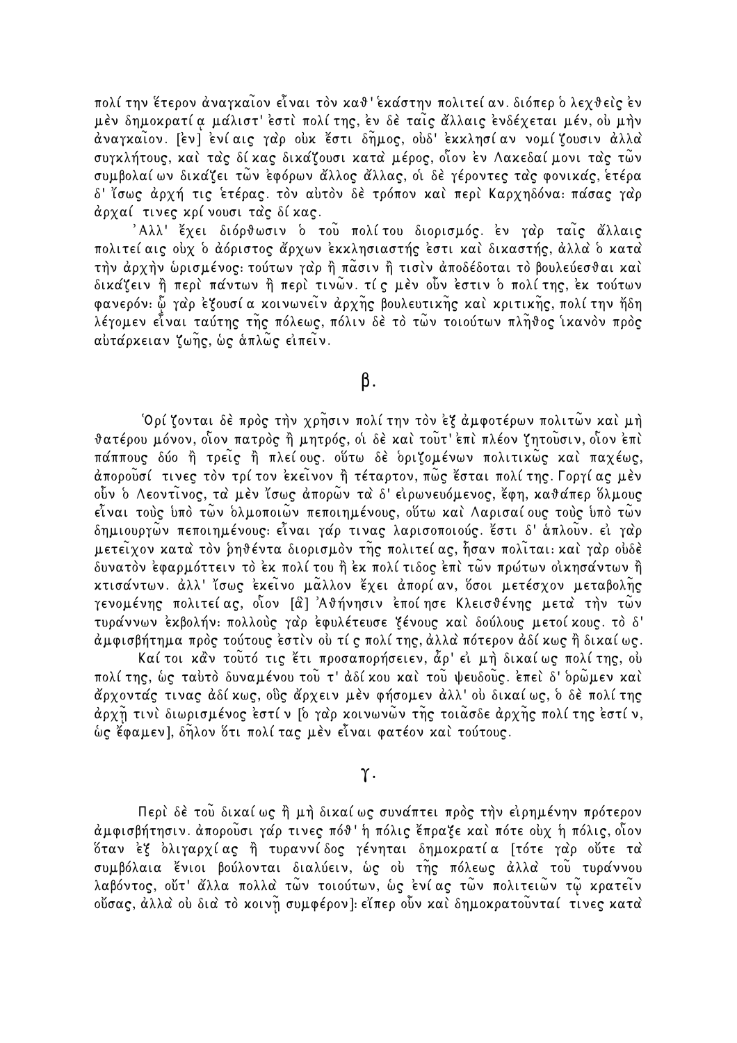πολίτην ἕτερον ἀναγκαῖον εἶναι τὸν καθ' ἑκάστην πολιτείαν. διόπερ ὁ λεχθεὶς ἐν μὲν δημοκρατίᾳ μάλιστ' ἐστὶ πολίτης, ἐν δὲ ταῖς ἄλλαις ἐνδέχεται μέν, οὐ μὴν ἀναγκαῖον. [ἐν] ἐνίαις γὰρ οὐκ ἔστι δῆμος, οὐδ' ἐκκλησίαν νομίζουσιν ἀλλὰ συγκλήτους, καὶ τὰς δίκας δικάζουσι κατὰ μέρος, οἷον ἐν Λακεδαίμονι τὰς τῶν συμβολαίων δικάζει τῶν ἐφόρων ἄλλος ἄλλας, οἱ δὲ γέροντες τὰς φονικάς, ἑτέρα δ' ἴσως ἀρχή τις ἑτέρας. τὸν αὐτὸν δὲ τρόπον καὶ περὶ Καρχηδόνα: πάσας γὰρ ἀρχαί τινες κρίνουσι τὰς δίκας.

Ἀλλ' ἔχει διόρθωσιν ὁ τοῦ πολίτου διορισμός. ἐν γὰρ ταῖς ἄλλαις πολιτείαις οὐχ ὁ ἀόριστος ἄρχων ἐκκλησιαστής ἐστι καὶ δικαστής, ἀλλὰ ὁ κατὰ τὴν ἀρχὴν ὡρισμένος: τούτων γὰρ ἢ πᾶσιν ἢ τισὶν ἀποδέδοται τὸ βουλεύεσθαι καὶ δικάζειν ἢ περὶ πάντων ἢ περὶ τινῶν. τίς μὲν οὖν ἐστιν ὁ πολίτης, ἐκ τούτων φανερόν: ᾧ γὰρ ἐξουσία κοινωνεῖν ἀρχῆς βουλευτικῆς καὶ κριτικῆς, πολίτην ἤδη λέγομεν εἶναι ταύτης τῆς πόλεως, πόλιν δὲ τὸ τῶν τοιούτων πλῆθος ἱκανὸν πρὸς αὐτάρκειαν ζωῆς, ὡς ἁπλῶς εἰπεῖν.

## β.

Ὁρίζονται δὲ πρὸς τὴν χρῆσιν πολίτην τὸν ἐξ ἀμφοτέρων πολιτῶν καὶ μὴ θατέρου μόνον, οἷον πατρὸς ἢ μητρός, οἱ δὲ καὶ τοῦτ' ἐπὶ πλέον ζητοῦσιν, οἷον ἐπὶ πάππους δύο ἢ τρεῖς ἢ πλείους. οὕτω δὲ ὁριζομένων πολιτικῶς καὶ παχέως, ἀποροῦσί τινες τὸν τρίτον ἐκεῖνον ἢ τέταρτον, πῶς ἔσται πολίτης. Γοργίας μὲν οὖν ὁ Λεοντῖνος, τὰ μὲν ἴσως ἀπορῶν τὰ δ' εἰρωνευόμενος, ἔφη, καθάπερ ὅλμους εἶναι τοὺς ὑπὸ τῶν ὁλμοποιῶν πεποιημένους, οὕτω καὶ Λαρισαίους τοὺς ὑπὸ τῶν δημιουργῶν πεποιημένους: εἶναι γάρ τινας λαρισοποιούς. ἔστι δ' ἁπλοῦν. εἰ γὰρ μετεῖχον κατὰ τὸν ῥηθέντα διορισμὸν τῆς πολιτείας, ἦσαν πολῖται: καὶ γὰρ οὐδὲ δυνατὸν ἐφαρμόττειν τὸ ἐκ πολίτου ἢ ἐκ πολίτιδος ἐπὶ τῶν πρώτων οἰκησάντων ἢ κτισάντων. ἀλλ' ἴσως ἐκεῖνο μᾶλλον ἔχει ἀπορίαν, ὅσοι μετέσχον μεταβολῆς γενομένης πολιτείας, οἷον [ἃ] Ἀθήνησιν ἐποίησε Κλεισθένης μετὰ τὴν τῶν τυράννων ἐκβολήν: πολλοὺς γὰρ ἐφυλέτευσε ξένους καὶ δούλους μετοίκους. τὸ δ' ἀμφισβήτημα πρὸς τούτους ἐστὶν οὐ τίς πολίτης, ἀλλὰ πότερον ἀδίκως ἢ δικαίως.

Καίτοι κἂν τοῦτό τις ἔτι προσαπορήσειεν, ἆρ' εἰ μὴ δικαίως πολίτης, οὐ πολίτης, ὡς ταὐτὸ δυναμένου τοῦ τ' ἀδίκου καὶ τοῦ ψευδοῦς. ἐπεὶ δ' ὁρῶμεν καὶ ἄρχοντάς τινας ἀδίκως, οὓς ἄρχειν μὲν φήσομεν ἀλλ' οὐ δικαίως, ὁ δὲ πολίτης ἀρχῇ τινὶ διωρισμένος ἐστίν [ὁ γὰρ κοινωνῶν τῆς τοιᾶσδε ἀρχῆς πολίτης ἐστίν, ὡς ἔφαμεν], δῆλον ὅτι πολίτας μὲν εἶναι φατέον καὶ τούτους.

## γ.

Περὶ δὲ τοῦ δικαίως ἢ μὴ δικαίως συνάπτει πρὸς τὴν εἰρημένην πρότερον ἀμφισβήτησιν. ἀποροῦσι γάρ τινες πόθ' ἡ πόλις ἔπραξε καὶ πότε οὐχ ἡ πόλις, οἷον ὅταν ἐξ ὀλιγαρχίας ἢ τυραννίδος γένηται δημοκρατία [τότε γὰρ οὔτε τὰ συμβόλαια ἔνιοι βούλονται διαλύειν, ὡς οὐ τῆς πόλεως ἀλλὰ τοῦ τυράννου λαβόντος, οὔτ' ἄλλα πολλὰ τῶν τοιούτων, ὡς ἐνίας τῶν πολιτειῶν τῷ κρατεῖν οὔσας, ἀλλὰ οὐ διὰ τὸ κοινῇ συμφέρον]: εἴπερ οὖν καὶ δημοκρατοῦνταί τινες κατὰ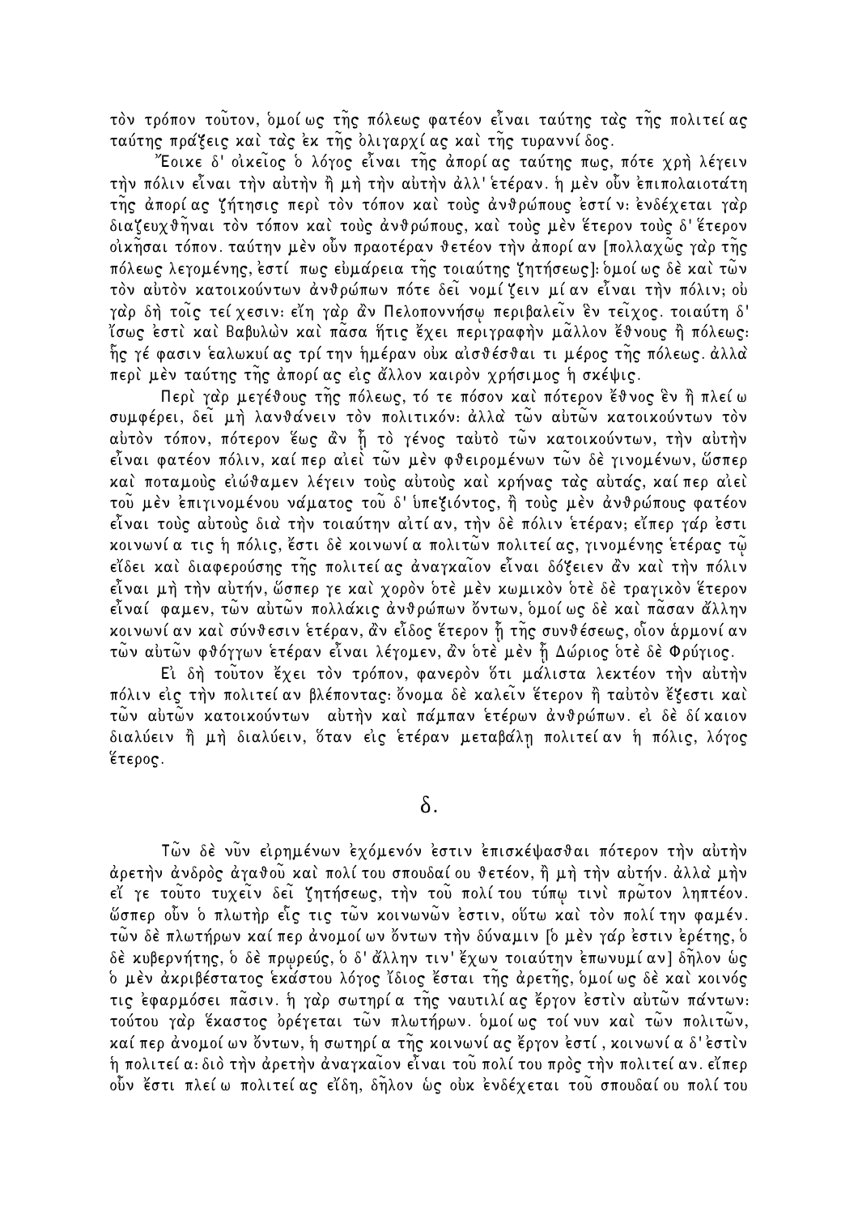τὸν τρόπον τοῦτον, ὁμοίως τῆς πόλεως φατέον εἶναι ταύτης τὰς τῆς πολιτείας ταύτης πράξεις καὶ τὰς ἐκ τῆς ὀλιγαρχίας καὶ τῆς τυραννίδος.

Ἔοικε δ' οἰκεῖος ὁ λόγος εἶναι τῆς ἀπορίας ταύτης πως, πότε χρὴ λέγειν τὴν πόλιν εἶναι τὴν αὐτὴν ἢ μὴ τὴν αὐτὴν ἀλλ' ἑτέραν. ἡ μὲν οὖν ἐπιπολαιοτάτη τῆς ἀπορίας ζήτησις περὶ τὸν τόπον καὶ τοὺς ἀνθρώπους ἐστίν· ἐνδέχεται γὰρ διαζευχθῆναι τὸν τόπον καὶ τοὺς ἀνθρώπους, καὶ τοὺς μὲν ἕτερον τοὺς δ' ἕτερον οἰκῆσαι τόπον. ταύτην μὲν οὖν πραοτέραν θετέον τὴν ἀπορίαν [πολλαχῶς γὰρ τῆς πόλεως λεγομένης, ἐστί πως εὐμάρεια τῆς τοιαύτης ζητήσεως]· ὁμοίως δὲ καὶ τῶν τὸν αὐτὸν κατοικούντων ἀνθρώπων πότε δεῖ νομίζειν μίαν εἶναι τὴν πόλιν; οὐ γὰρ δὴ τοῖς τείχεσιν· εἴη γὰρ ἂν Πελοποννήσῳ περιβαλεῖν ἓν τεῖχος. τοιαύτη δ' ἴσως ἐστὶ καὶ Βαβυλὼν καὶ πᾶσα ἥτις ἔχει περιγραφὴν μᾶλλον ἔθνους ἢ πόλεως· ἧς γέ φασιν ἑαλωκυίας τρίτην ἡμέραν οὐκ αἰσθέσθαι τι μέρος τῆς πόλεως. ἀλλὰ περὶ μὲν ταύτης τῆς ἀπορίας εἰς ἄλλον καιρὸν χρήσιμος ἡ σκέψις.

Περὶ γὰρ μεγέθους τῆς πόλεως, τό τε πόσον καὶ πότερον ἔθνος ἓν ἢ πλείω συμφέρει, δεῖ μὴ λανθάνειν τὸν πολιτικόν· ἀλλὰ τῶν αὐτῶν κατοικούντων τὸν αὐτὸν τόπον, πότερον ἕως ἂν ᾖ τὸ γένος ταὐτὸ τῶν κατοικούντων, τὴν αὐτὴν εἶναι φατέον πόλιν, καίπερ αἰεὶ τῶν μὲν φθειρομένων τῶν δὲ γινομένων, ὥσπερ καὶ ποταμοὺς εἰώθαμεν λέγειν τοὺς αὐτοὺς καὶ κρήνας τὰς αὐτάς, καίπερ αἰεὶ τοῦ μὲν ἐπιγινομένου νάματος τοῦ δ' ὑπεξιόντος, ἢ τοὺς μὲν ἀνθρώπους φατέον εἶναι τοὺς αὐτοὺς διὰ τὴν τοιαύτην αἰτίαν, τὴν δὲ πόλιν ἑτέραν; εἴπερ γάρ ἐστι κοινωνία τις ἡ πόλις, ἔστι δὲ κοινωνία πολιτῶν πολιτείας, γινομένης ἑτέρας τῷ εἴδει καὶ διαφερούσης τῆς πολιτείας ἀναγκαῖον εἶναι δόξειεν ἂν καὶ τὴν πόλιν εἶναι μὴ τὴν αὐτήν, ὥσπερ γε καὶ χορὸν ὁτὲ μὲν κωμικὸν ὁτὲ δὲ τραγικὸν ἕτερον εἶναί φαμεν, τῶν αὐτῶν πολλάκις ἀνθρώπων ὄντων, ὁμοίως δὲ καὶ πᾶσαν ἄλλην κοινωνίαν καὶ σύνθεσιν ἑτέραν, ἂν εἶδος ἕτερον ᾖ τῆς συνθέσεως, οἷον ἁρμονίαν τῶν αὐτῶν φθόγγων ἑτέραν εἶναι λέγομεν, ἂν ὁτὲ μὲν ᾖ Δώριος ὁτὲ δὲ Φρύγιος.

Εἰ δὴ τοῦτον ἔχει τὸν τρόπον, φανερὸν ὅτι μάλιστα λεκτέον τὴν αὐτὴν πόλιν εἰς τὴν πολιτείαν βλέποντας· ὄνομα δὲ καλεῖν ἕτερον ἢ ταὐτὸν ἔξεστι καὶ τῶν αὐτῶν κατοικούντων αὐτὴν καὶ πάμπαν ἑτέρων ἀνθρώπων. εἰ δὲ δίκαιον διαλύειν ἢ μὴ διαλύειν, ὅταν εἰς ἑτέραν μεταβάλῃ πολιτείαν ἡ πόλις, λόγος ἕτερος.

## δ.

Τῶν δὲ νῦν εἰρημένων ἐχόμενόν ἐστιν ἐπισκέψασθαι πότερον τὴν αὐτὴν ἀρετὴν ἀνδρὸς ἀγαθοῦ καὶ πολίτου σπουδαίου θετέον, ἢ μὴ τὴν αὐτήν. ἀλλὰ μὴν εἴ γε τοῦτο τυχεῖν δεῖ ζητήσεως, τὴν τοῦ πολίτου τύπῳ τινὶ πρῶτον ληπτέον. ὥσπερ οὖν ὁ πλωτὴρ εἷς τις τῶν κοινωνῶν ἐστιν, οὕτω καὶ τὸν πολίτην φαμέν. τῶν δὲ πλωτήρων καίπερ ἀνομοίων ὄντων τὴν δύναμιν [ὁ μὲν γάρ ἐστιν ἐρέτης, ὁ δὲ κυβερνήτης, ὁ δὲ πρῳρεύς, ὁ δ' ἄλλην τιν' ἔχων τοιαύτην ἐπωνυμίαν] δῆλον ὡς ὁ μὲν ἀκριβέστατος ἑκάστου λόγος ἴδιος ἔσται τῆς ἀρετῆς, ὁμοίως δὲ καὶ κοινός τις ἐφαρμόσει πᾶσιν. ἡ γὰρ σωτηρία τῆς ναυτιλίας ἔργον ἐστὶν αὐτῶν πάντων· τούτου γὰρ ἕκαστος ὀρέγεται τῶν πλωτήρων. ὁμοίως τοίνυν καὶ τῶν πολιτῶν, καίπερ ἀνομοίων ὄντων, ἡ σωτηρία τῆς κοινωνίας ἔργον ἐστί, κοινωνία δ' ἐστὶν ἡ πολιτεία· διὸ τὴν ἀρετὴν ἀναγκαῖον εἶναι τοῦ πολίτου πρὸς τὴν πολιτείαν. εἴπερ οὖν ἔστι πλείω πολιτείας εἴδη, δῆλον ὡς οὐκ ἐνδέχεται τοῦ σπουδαίου πολίτου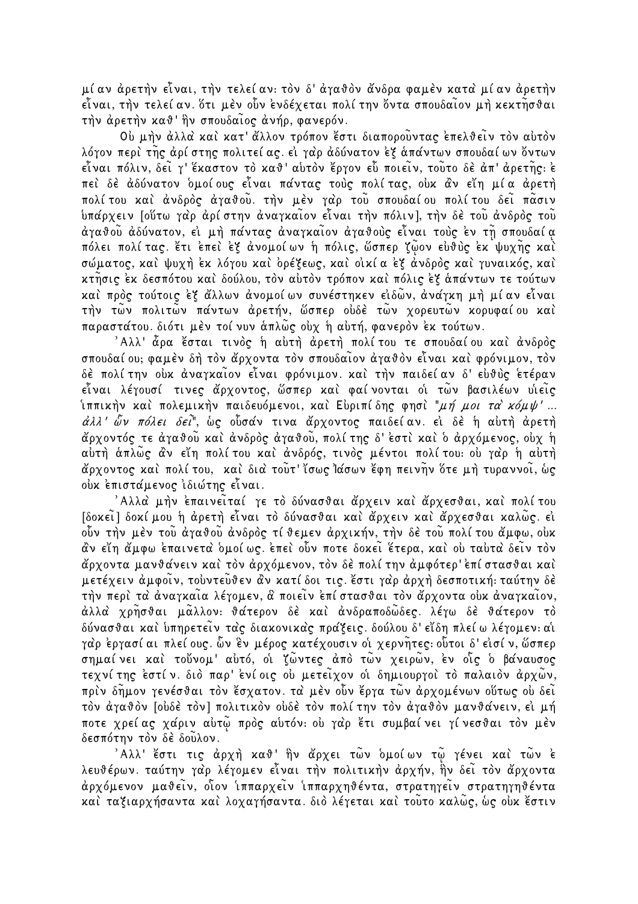μίαν ἀρετὴν εἶναι, τὴν τελείαν· τὸν δ' ἀγαθὸν ἄνδρα φαμὲν κατὰ μίαν ἀρετὴν εἶναι, τὴν τελείαν. ὅτι μὲν οὖν ἐνδέχεται πολίτην ὄντα σπουδαῖον μὴ κεκτῆσθαι τὴν ἀρετὴν καθ' ἣν σπουδαῖος ἀνήρ, φανερόν.

Οὐ μὴν ἀλλὰ καὶ κατ' ἄλλον τρόπον ἔστι διαποροῦντας ἐπελθεῖν τὸν αὐτὸν λόγον περὶ τῆς ἀρίστης πολιτείας. εἰ γὰρ ἀδύνατον ἐξ ἁπάντων σπουδαίων ὄντων εἶναι πόλιν, δεῖ γ' ἕκαστον τὸ καθ' αὑτὸν ἔργον εὖ ποιεῖν, τοῦτο δὲ ἀπ' ἀρετῆς· ἐπεὶ δὲ ἀδύνατον ὁμοίους εἶναι πάντας τοὺς πολίτας, οὐκ ἂν εἴη μία ἀρετὴ πολίτου καὶ ἀνδρὸς ἀγαθοῦ. τὴν μὲν γὰρ τοῦ σπουδαίου πολίτου δεῖ πᾶσιν ὑπάρχειν [οὕτω γὰρ ἀρίστην ἀναγκαῖον εἶναι τὴν πόλιν], τὴν δὲ τοῦ ἀνδρὸς τοῦ ἀγαθοῦ ἀδύνατον, εἰ μὴ πάντας ἀναγκαῖον ἀγαθοὺς εἶναι τοὺς ἐν τῇ σπουδαίᾳ πόλει πολίτας. ἔτι ἐπεὶ ἐξ ἀνομοίων ἡ πόλις, ὥσπερ ζῷον εὐθὺς ἐκ ψυχῆς καὶ σώματος, καὶ ψυχὴ ἐκ λόγου καὶ ὀρέξεως, καὶ οἰκία ἐξ ἀνδρὸς καὶ γυναικός, καὶ κτῆσις ἐκ δεσπότου καὶ δούλου, τὸν αὐτὸν τρόπον καὶ πόλις ἐξ ἁπάντων τε τούτων καὶ πρὸς τούτοις ἐξ ἄλλων ἀνομοίων συνέστηκεν εἰδῶν, ἀνάγκη μὴ μίαν εἶναι τὴν τῶν πολιτῶν πάντων ἀρετήν, ὥσπερ οὐδὲ τῶν χορευτῶν κορυφαίου καὶ παραστάτου. διότι μὲν τοίνυν ἁπλῶς οὐχ ἡ αὐτή, φανερὸν ἐκ τούτων.

Ἀλλ' ἆρα ἔσται τινὸς ἡ αὐτὴ ἀρετὴ πολίτου τε σπουδαίου καὶ ἀνδρὸς σπουδαίου; φαμὲν δὴ τὸν ἄρχοντα τὸν σπουδαῖον ἀγαθὸν εἶναι καὶ φρόνιμον, τὸν δὲ πολίτην οὐκ ἀναγκαῖον εἶναι φρόνιμον. καὶ τὴν παιδείαν δ' εὐθὺς ἑτέραν εἶναι λέγουσί τινες ἄρχοντος, ὥσπερ καὶ φαίνονται οἱ τῶν βασιλέων υἱεῖς ἱππικὴν καὶ πολεμικὴν παιδευόμενοι, καὶ Εὐριπίδης φησὶ "*μή μοι τὰ κόμψ' ... ἀλλ' ὧν πόλει δεῖ*", ὡς οὖσάν τινα ἄρχοντος παιδείαν. εἰ δὲ ἡ αὐτὴ ἀρετὴ ἄρχοντός τε ἀγαθοῦ καὶ ἀνδρὸς ἀγαθοῦ, πολίτης δ' ἐστὶ καὶ ὁ ἀρχόμενος, οὐχ ἡ αὐτὴ ἁπλῶς ἂν εἴη πολίτου καὶ ἀνδρός, τινὸς μέντοι πολίτου· οὐ γὰρ ἡ αὐτὴ ἄρχοντος καὶ πολίτου, καὶ διὰ τοῦτ' ἴσως Ἰάσων ἔφη πεινῆν ὅτε μὴ τυραννοῖ, ὡς οὐκ ἐπιστάμενος ἰδιώτης εἶναι.

Ἀλλὰ μὴν ἐπαινεῖταί γε τὸ δύνασθαι ἄρχειν καὶ ἄρχεσθαι, καὶ πολίτου [δοκεῖ] δοκίμου ἡ ἀρετὴ εἶναι τὸ δύνασθαι καὶ ἄρχειν καὶ ἄρχεσθαι καλῶς. εἰ οὖν τὴν μὲν τοῦ ἀγαθοῦ ἀνδρὸς τίθεμεν ἀρχικήν, τὴν δὲ τοῦ πολίτου ἄμφω, οὐκ ἂν εἴη ἄμφω ἐπαινετὰ ὁμοίως. ἐπεὶ οὖν ποτε δοκεῖ ἕτερα, καὶ οὐ ταὐτὰ δεῖν τὸν ἄρχοντα μανθάνειν καὶ τὸν ἀρχόμενον, τὸν δὲ πολίτην ἀμφότερ' ἐπίστασθαι καὶ μετέχειν ἀμφοῖν, τοὐντεῦθεν ἂν κατίδοι τις. ἔστι γὰρ ἀρχὴ δεσποτική· ταύτην δὲ τὴν περὶ τὰ ἀναγκαῖα λέγομεν, ἃ ποιεῖν ἐπίστασθαι τὸν ἄρχοντα οὐκ ἀναγκαῖον, ἀλλὰ χρῆσθαι μᾶλλον· θάτερον δὲ καὶ ἀνδραποδῶδες. λέγω δὲ θάτερον τὸ δύνασθαι καὶ ὑπηρετεῖν τὰς διακονικὰς πράξεις. δούλου δ' εἴδη πλείω λέγομεν· αἱ γὰρ ἐργασίαι πλείους. ὧν ἓν μέρος κατέχουσιν οἱ χερνῆτες· οὗτοι δ' εἰσίν, ὥσπερ σημαίνει καὶ τοὔνομ' αὐτό, οἱ ζῶντες ἀπὸ τῶν χειρῶν, ἐν οἷς ὁ βάναυσος τεχνίτης ἐστίν. διὸ παρ' ἐνίοις οὐ μετεῖχον οἱ δημιουργοὶ τὸ παλαιὸν ἀρχῶν, πρὶν δῆμον γενέσθαι τὸν ἔσχατον. τὰ μὲν οὖν ἔργα τῶν ἀρχομένων οὕτως οὐ δεῖ τὸν ἀγαθὸν [οὐδὲ τὸν] πολιτικὸν οὐδὲ τὸν πολίτην τὸν ἀγαθὸν μανθάνειν, εἰ μή ποτε χρείας χάριν αὐτῷ πρὸς αὑτόν· οὐ γὰρ ἔτι συμβαίνει γίνεσθαι τὸν μὲν δεσπότην τὸν δὲ δοῦλον.

Ἀλλ' ἔστι τις ἀρχὴ καθ' ἣν ἄρχει τῶν ὁμοίων τῷ γένει καὶ τῶν ἐλευθέρων. ταύτην γὰρ λέγομεν εἶναι τὴν πολιτικὴν ἀρχήν, ἣν δεῖ τὸν ἄρχοντα ἀρχόμενον μαθεῖν, οἷον ἱππαρχεῖν ἱππαρχηθέντα, στρατηγεῖν στρατηγηθέντα καὶ ταξιαρχήσαντα καὶ λοχαγήσαντα. διὸ λέγεται καὶ τοῦτο καλῶς, ὡς οὐκ ἔστιν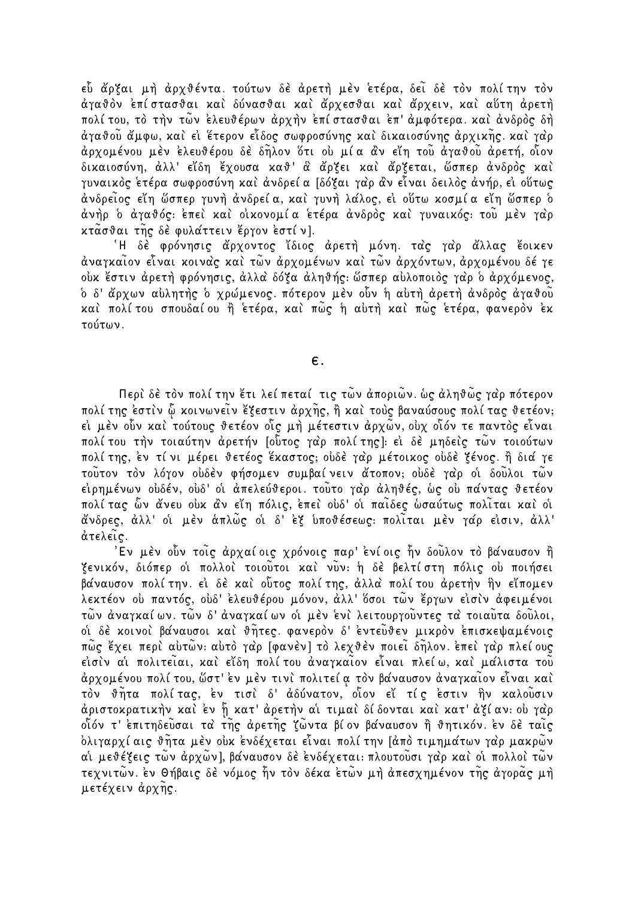εὖ ἄρξαι μὴ ἀρχθέντα. τούτων δὲ ἀρετὴ μὲν ἑτέρα, δεῖ δὲ τὸν πολίτην τὸν ἀγαθὸν ἐπίστασθαι καὶ δύνασθαι καὶ ἄρχεσθαι καὶ ἄρχειν, καὶ αὕτη ἀρετὴ πολίτου, τὸ τὴν τῶν ἐλευθέρων ἀρχὴν ἐπίστασθαι ἐπ' ἀμφότερα. καὶ ἀνδρὸς δὴ ἀγαθοῦ ἄμφω, καὶ εἰ ἕτερον εἶδος σωφροσύνης καὶ δικαιοσύνης ἀρχικῆς. καὶ γὰρ ἀρχομένου μὲν ἐλευθέρου δὲ δῆλον ὅτι οὐ μία ἂν εἴη τοῦ ἀγαθοῦ ἀρετή, οἷον δικαιοσύνη, ἀλλ' εἴδη ἔχουσα καθ' ἃ ἄρξει καὶ ἄρξεται, ὥσπερ ἀνδρὸς καὶ γυναικὸς ἑτέρα σωφροσύνη καὶ ἀνδρεία [δόξαι γὰρ ἂν εἶναι δειλὸς ἀνήρ, εἰ οὕτως ἀνδρεῖος εἴη ὥσπερ γυνὴ ἀνδρεία, καὶ γυνὴ λάλος, εἰ οὕτω κοσμία εἴη ὥσπερ ὁ ἀνὴρ ὁ ἀγαθός· ἐπεὶ καὶ οἰκονομία ἑτέρα ἀνδρὸς καὶ γυναικός· τοῦ μὲν γὰρ κτᾶσθαι τῆς δὲ φυλάττειν ἔργον ἐστίν].

Ἡ δὲ φρόνησις ἄρχοντος ἴδιος ἀρετὴ μόνη. τὰς γὰρ ἄλλας ἔοικεν ἀναγκαῖον εἶναι κοινὰς καὶ τῶν ἀρχομένων καὶ τῶν ἀρχόντων, ἀρχομένου δέ γε οὐκ ἔστιν ἀρετὴ φρόνησις, ἀλλὰ δόξα ἀληθής· ὥσπερ αὐλοποιὸς γὰρ ὁ ἀρχόμενος, ὁ δ' ἄρχων αὐλητὴς ὁ χρώμενος. πότερον μὲν οὖν ἡ αὐτὴ ἀρετὴ ἀνδρὸς ἀγαθοῦ καὶ πολίτου σπουδαίου ἢ ἑτέρα, καὶ πῶς ἡ αὐτὴ καὶ πῶς ἑτέρα, φανερὸν ἐκ τούτων.

## ε.

Περὶ δὲ τὸν πολίτην ἔτι λείπεταί τις τῶν ἀποριῶν. ὡς ἀληθῶς γὰρ πότερον πολίτης ἐστὶν ᾧ κοινωνεῖν ἔξεστιν ἀρχῆς, ἢ καὶ τοὺς βαναύσους πολίτας θετέον; εἰ μὲν οὖν καὶ τούτους θετέον οἷς μὴ μέτεστιν ἀρχῶν, οὐχ οἷόν τε παντὸς εἶναι πολίτου τὴν τοιαύτην ἀρετήν [οὗτος γὰρ πολίτης]· εἰ δὲ μηδεὶς τῶν τοιούτων πολίτης, ἐν τίνι μέρει θετέος ἕκαστος; οὐδὲ γὰρ μέτοικος οὐδὲ ξένος. ἢ διά γε τοῦτον τὸν λόγον οὐδὲν φήσομεν συμβαίνειν ἄτοπον; οὐδὲ γὰρ οἱ δοῦλοι τῶν εἰρημένων οὐδέν, οὐδ' οἱ ἀπελεύθεροι. τοῦτο γὰρ ἀληθές, ὡς οὐ πάντας θετέον πολίτας ὧν ἄνευ οὐκ ἂν εἴη πόλις, ἐπεὶ οὐδ' οἱ παῖδες ὡσαύτως πολῖται καὶ οἱ ἄνδρες, ἀλλ' οἱ μὲν ἁπλῶς οἱ δ' ἐξ ὑποθέσεως· πολῖται μὲν γάρ εἰσιν, ἀλλ' ἀτελεῖς.

Ἐν μὲν οὖν τοῖς ἀρχαίοις χρόνοις παρ' ἐνίοις ἦν δοῦλον τὸ βάναυσον ἢ ξενικόν, διόπερ οἱ πολλοὶ τοιοῦτοι καὶ νῦν· ἡ δὲ βελτίστη πόλις οὐ ποιήσει βάναυσον πολίτην. εἰ δὲ καὶ οὗτος πολίτης, ἀλλὰ πολίτου ἀρετὴν ἣν εἴπομεν λεκτέον οὐ παντός, οὐδ' ἐλευθέρου μόνον, ἀλλ' ὅσοι τῶν ἔργων εἰσὶν ἀφειμένοι τῶν ἀναγκαίων. τῶν δ' ἀναγκαίων οἱ μὲν ἑνὶ λειτουργοῦντες τὰ τοιαῦτα δοῦλοι, οἱ δὲ κοινοὶ βάναυσοι καὶ θῆτες. φανερὸν δ' ἐντεῦθεν μικρὸν ἐπισκεψαμένοις πῶς ἔχει περὶ αὐτῶν· αὐτὸ γὰρ [φανὲν] τὸ λεχθὲν ποιεῖ δῆλον. ἐπεὶ γὰρ πλείους εἰσὶν αἱ πολιτεῖαι, καὶ εἴδη πολίτου ἀναγκαῖον εἶναι πλείω, καὶ μάλιστα τοῦ ἀρχομένου πολίτου, ὥστ' ἐν μὲν τινὶ πολιτείᾳ τὸν βάναυσον ἀναγκαῖον εἶναι καὶ τὸν θῆτα πολίτας, ἐν τισὶ δ' ἀδύνατον, οἷον εἴ τίς ἐστιν ἣν καλοῦσιν ἀριστοκρατικὴν καὶ ἐν ᾗ κατ' ἀρετὴν αἱ τιμαὶ δίδονται καὶ κατ' ἀξίαν· οὐ γὰρ οἷόν τ' ἐπιτηδεῦσαι τὰ τῆς ἀρετῆς ζῶντα βίον βάναυσον ἢ θητικόν. ἐν δὲ ταῖς ὀλιγαρχίαις θῆτα μὲν οὐκ ἐνδέχεται εἶναι πολίτην [ἀπὸ τιμημάτων γὰρ μακρῶν αἱ μεθέξεις τῶν ἀρχῶν], βάναυσον δὲ ἐνδέχεται· πλουτοῦσι γὰρ καὶ οἱ πολλοὶ τῶν τεχνιτῶν. ἐν Θήβαις δὲ νόμος ἦν τὸν δέκα ἐτῶν μὴ ἀπεσχημένον τῆς ἀγορᾶς μὴ μετέχειν ἀρχῆς.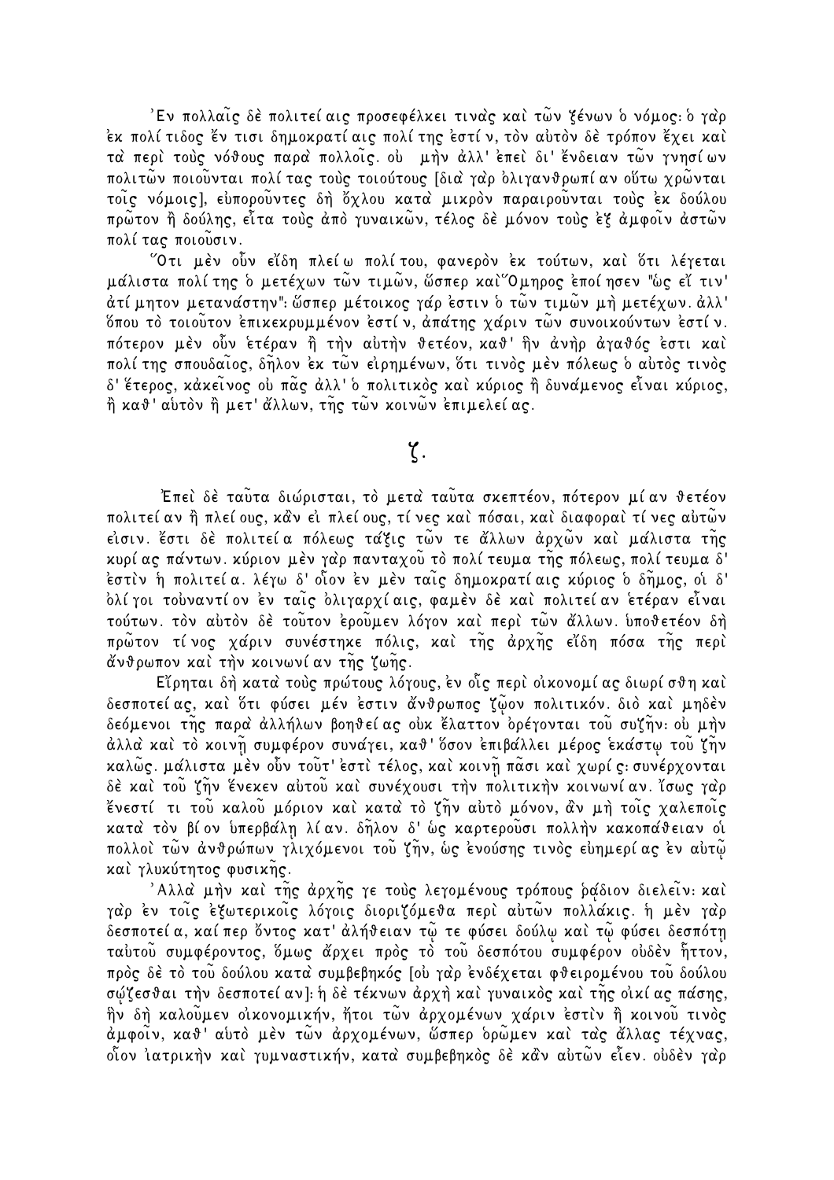Ἐν πολλαῖς δὲ πολιτείαις προσεφέλκει τινὰς καὶ τῶν ξένων ὁ νόμος: ὁ γὰρ ἐκ πολίτιδος ἔν τισι δημοκρατίαις πολίτης ἐστίν, τὸν αὐτὸν δὲ τρόπον ἔχει καὶ τὰ περὶ τοὺς νόθους παρὰ πολλοῖς. οὐ μὴν ἀλλ' ἐπεὶ δι' ἔνδειαν τῶν γνησίων πολιτῶν ποιοῦνται πολίτας τοὺς τοιούτους [διὰ γὰρ ὀλιγανθρωπίαν οὕτω χρῶνται τοῖς νόμοις], εὐποροῦντες δὴ ὄχλου κατὰ μικρὸν παραιροῦνται τοὺς ἐκ δούλου πρῶτον ἢ δούλης, εἶτα τοὺς ἀπὸ γυναικῶν, τέλος δὲ μόνον τοὺς ἐξ ἀμφοῖν ἀστῶν πολίτας ποιοῦσιν.

Ὅτι μὲν οὖν εἴδη πλείω πολίτου, φανερὸν ἐκ τούτων, καὶ ὅτι λέγεται μάλιστα πολίτης ὁ μετέχων τῶν τιμῶν, ὥσπερ καὶ Ὅμηρος ἐποίησεν "ὡς εἴ τιν' ἀτίμητον μετανάστην": ὥσπερ μέτοικος γάρ ἐστιν ὁ τῶν τιμῶν μὴ μετέχων. ἀλλ' ὅπου τὸ τοιοῦτον ἐπικεκρυμμένον ἐστίν, ἀπάτης χάριν τῶν συνοικούντων ἐστίν. πότερον μὲν οὖν ἑτέραν ἢ τὴν αὐτὴν θετέον, καθ' ἣν ἀνὴρ ἀγαθός ἐστι καὶ πολίτης σπουδαῖος, δῆλον ἐκ τῶν εἰρημένων, ὅτι τινὸς μὲν πόλεως ὁ αὐτὸς τινὸς δ' ἕτερος, κἀκεῖνος οὐ πᾶς ἀλλ' ὁ πολιτικὸς καὶ κύριος ἢ δυνάμενος εἶναι κύριος, ἢ καθ' αὑτὸν ἢ μετ' ἄλλων, τῆς τῶν κοινῶν ἐπιμελείας.

## ζ.

Ἐπεὶ δὲ ταῦτα διώρισται, τὸ μετὰ ταῦτα σκεπτέον, πότερον μίαν θετέον πολιτείαν ἢ πλείους, κἂν εἰ πλείους, τίνες καὶ πόσαι, καὶ διαφοραὶ τίνες αὐτῶν εἰσιν. ἔστι δὲ πολιτεία πόλεως τάξις τῶν τε ἄλλων ἀρχῶν καὶ μάλιστα τῆς κυρίας πάντων. κύριον μὲν γὰρ πανταχοῦ τὸ πολίτευμα τῆς πόλεως, πολίτευμα δ' ἐστὶν ἡ πολιτεία. λέγω δ' οἷον ἐν μὲν ταῖς δημοκρατίαις κύριος ὁ δῆμος, οἱ δ' ὀλίγοι τοὐναντίον ἐν ταῖς ὀλιγαρχίαις, φαμὲν δὲ καὶ πολιτείαν ἑτέραν εἶναι τούτων. τὸν αὐτὸν δὲ τοῦτον ἐροῦμεν λόγον καὶ περὶ τῶν ἄλλων. ὑποθετέον δὴ πρῶτον τίνος χάριν συνέστηκε πόλις, καὶ τῆς ἀρχῆς εἴδη πόσα τῆς περὶ ἄνθρωπον καὶ τὴν κοινωνίαν τῆς ζωῆς.

Εἴρηται δὴ κατὰ τοὺς πρώτους λόγους, ἐν οἷς περὶ οἰκονομίας διωρίσθη καὶ δεσποτείας, καὶ ὅτι φύσει μέν ἐστιν ἄνθρωπος ζῷον πολιτικόν. διὸ καὶ μηδὲν δεόμενοι τῆς παρὰ ἀλλήλων βοηθείας οὐκ ἔλαττον ὀρέγονται τοῦ συζῆν: οὐ μὴν ἀλλὰ καὶ τὸ κοινῇ συμφέρον συνάγει, καθ' ὅσον ἐπιβάλλει μέρος ἑκάστῳ τοῦ ζῆν καλῶς. μάλιστα μὲν οὖν τοῦτ' ἐστὶ τέλος, καὶ κοινῇ πᾶσι καὶ χωρίς: συνέρχονται δὲ καὶ τοῦ ζῆν ἕνεκεν αὐτοῦ καὶ συνέχουσι τὴν πολιτικὴν κοινωνίαν. ἴσως γὰρ ἔνεστί τι τοῦ καλοῦ μόριον καὶ κατὰ τὸ ζῆν αὐτὸ μόνον, ἂν μὴ τοῖς χαλεποῖς κατὰ τὸν βίον ὑπερβάλῃ λίαν. δῆλον δ' ὡς καρτεροῦσι πολλὴν κακοπάθειαν οἱ πολλοὶ τῶν ἀνθρώπων γλιχόμενοι τοῦ ζῆν, ὡς ἐνούσης τινὸς εὐημερίας ἐν αὐτῷ καὶ γλυκύτητος φυσικῆς.

Ἀλλὰ μὴν καὶ τῆς ἀρχῆς γε τοὺς λεγομένους τρόπους ῥᾴδιον διελεῖν: καὶ γὰρ ἐν τοῖς ἐξωτερικοῖς λόγοις διοριζόμεθα περὶ αὐτῶν πολλάκις. ἡ μὲν γὰρ δεσποτεία, καίπερ ὄντος κατ' ἀλήθειαν τῷ τε φύσει δούλῳ καὶ τῷ φύσει δεσπότῃ ταὐτοῦ συμφέροντος, ὅμως ἄρχει πρὸς τὸ τοῦ δεσπότου συμφέρον οὐδὲν ἧττον, πρὸς δὲ τὸ τοῦ δούλου κατὰ συμβεβηκός [οὐ γὰρ ἐνδέχεται φθειρομένου τοῦ δούλου σῴζεσθαι τὴν δεσποτείαν]: ἡ δὲ τέκνων ἀρχὴ καὶ γυναικὸς καὶ τῆς οἰκίας πάσης, ἣν δὴ καλοῦμεν οἰκονομικήν, ἤτοι τῶν ἀρχομένων χάριν ἐστὶν ἢ κοινοῦ τινὸς ἀμφοῖν, καθ' αὑτὸ μὲν τῶν ἀρχομένων, ὥσπερ ὁρῶμεν καὶ τὰς ἄλλας τέχνας, οἷον ἰατρικὴν καὶ γυμναστικήν, κατὰ συμβεβηκὸς δὲ κἂν αὐτῶν εἶεν. οὐδὲν γὰρ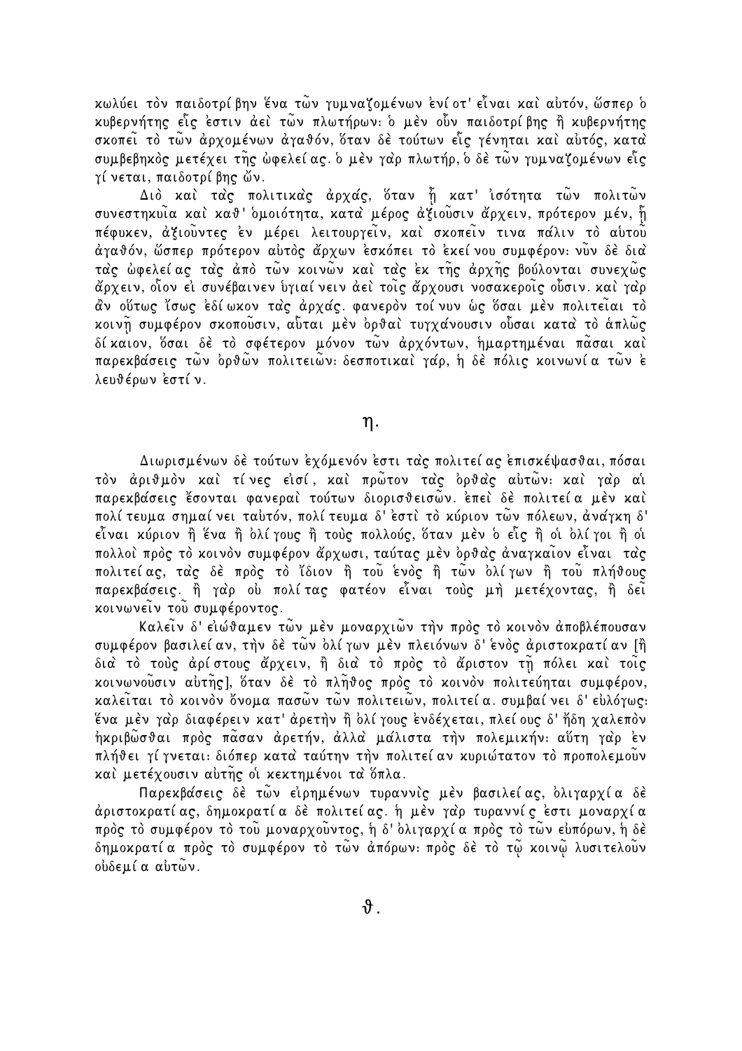κωλύει τὸν παιδοτρίβην ἕνα τῶν γυμναζομένων ἐνίοτ' εἶναι καὶ αὐτόν, ὥσπερ ὁ κυβερνήτης εἷς ἐστιν ἀεὶ τῶν πλωτήρων· ὁ μὲν οὖν παιδοτρίβης ἢ κυβερνήτης σκοπεῖ τὸ τῶν ἀρχομένων ἀγαθόν, ὅταν δὲ τούτων εἷς γένηται καὶ αὐτός, κατὰ συμβεβηκὸς μετέχει τῆς ὠφελείας. ὁ μὲν γὰρ πλωτήρ, ὁ δὲ τῶν γυμναζομένων εἷς γίνεται, παιδοτρίβης ὤν.

Διὸ καὶ τὰς πολιτικὰς ἀρχάς, ὅταν ᾖ κατ' ἰσότητα τῶν πολιτῶν συνεστηκυῖα καὶ καθ' ὁμοιότητα, κατὰ μέρος ἀξιοῦσιν ἄρχειν, πρότερον μέν, ᾗ πέφυκεν, ἀξιοῦντες ἐν μέρει λειτουργεῖν, καὶ σκοπεῖν τινα πάλιν τὸ αὐτοῦ ἀγαθόν, ὥσπερ πρότερον αὐτὸς ἄρχων ἐσκόπει τὸ ἐκείνου συμφέρον· νῦν δὲ διὰ τὰς ὠφελείας τὰς ἀπὸ τῶν κοινῶν καὶ τὰς ἐκ τῆς ἀρχῆς βούλονται συνεχῶς ἄρχειν, οἷον εἰ συνέβαινεν ὑγιαίνειν ἀεὶ τοῖς ἄρχουσι νοσακεροῖς οὖσιν. καὶ γὰρ ἂν οὕτως ἴσως ἐδίωκον τὰς ἀρχάς. φανερὸν τοίνυν ὡς ὅσαι μὲν πολιτεῖαι τὸ κοινῇ συμφέρον σκοποῦσιν, αὗται μὲν ὀρθαὶ τυγχάνουσιν οὖσαι κατὰ τὸ ἁπλῶς δίκαιον, ὅσαι δὲ τὸ σφέτερον μόνον τῶν ἀρχόντων, ἡμαρτημέναι πᾶσαι καὶ παρεκβάσεις τῶν ὀρθῶν πολιτειῶν· δεσποτικαὶ γάρ, ἡ δὲ πόλις κοινωνία τῶν ἐλευθέρων ἐστίν.

## η.

Διωρισμένων δὲ τούτων ἐχόμενόν ἐστι τὰς πολιτείας ἐπισκέψασθαι, πόσαι τὸν ἀριθμὸν καὶ τίνες εἰσί, καὶ πρῶτον τὰς ὀρθὰς αὐτῶν· καὶ γὰρ αἱ παρεκβάσεις ἔσονται φανεραὶ τούτων διορισθεισῶν. ἐπεὶ δὲ πολιτεία μὲν καὶ πολίτευμα σημαίνει ταὐτόν, πολίτευμα δ' ἐστὶ τὸ κύριον τῶν πόλεων, ἀνάγκη δ' εἶναι κύριον ἢ ἕνα ἢ ὀλίγους ἢ τοὺς πολλούς, ὅταν μὲν ὁ εἷς ἢ οἱ ὀλίγοι ἢ οἱ πολλοὶ πρὸς τὸ κοινὸν συμφέρον ἄρχωσι, ταύτας μὲν ὀρθὰς ἀναγκαῖον εἶναι τὰς πολιτείας, τὰς δὲ πρὸς τὸ ἴδιον ἢ τοῦ ἑνὸς ἢ τῶν ὀλίγων ἢ τοῦ πλήθους παρεκβάσεις. ἢ γὰρ οὐ πολίτας φατέον εἶναι τοὺς μὴ μετέχοντας, ἢ δεῖ κοινωνεῖν τοῦ συμφέροντος.

Καλεῖν δ' εἰώθαμεν τῶν μὲν μοναρχιῶν τὴν πρὸς τὸ κοινὸν ἀποβλέπουσαν συμφέρον βασιλείαν, τὴν δὲ τῶν ὀλίγων μὲν πλειόνων δ' ἑνὸς ἀριστοκρατίαν [ἢ διὰ τὸ τοὺς ἀρίστους ἄρχειν, ἢ διὰ τὸ πρὸς τὸ ἄριστον τῇ πόλει καὶ τοῖς κοινωνοῦσιν αὐτῆς], ὅταν δὲ τὸ πλῆθος πρὸς τὸ κοινὸν πολιτεύηται συμφέρον, καλεῖται τὸ κοινὸν ὄνομα πασῶν τῶν πολιτειῶν, πολιτεία. συμβαίνει δ' εὐλόγως· ἕνα μὲν γὰρ διαφέρειν κατ' ἀρετὴν ἢ ὀλίγους ἐνδέχεται, πλείους δ' ἤδη χαλεπὸν ἠκριβῶσθαι πρὸς πᾶσαν ἀρετήν, ἀλλὰ μάλιστα τὴν πολεμικήν· αὕτη γὰρ ἐν πλήθει γίγνεται· διόπερ κατὰ ταύτην τὴν πολιτείαν κυριώτατον τὸ προπολεμοῦν καὶ μετέχουσιν αὐτῆς οἱ κεκτημένοι τὰ ὅπλα.

Παρεκβάσεις δὲ τῶν εἰρημένων τυραννὶς μὲν βασιλείας, ὀλιγαρχία δὲ ἀριστοκρατίας, δημοκρατία δὲ πολιτείας. ἡ μὲν γὰρ τυραννίς ἐστι μοναρχία πρὸς τὸ συμφέρον τὸ τοῦ μοναρχοῦντος, ἡ δ' ὀλιγαρχία πρὸς τὸ τῶν εὐπόρων, ἡ δὲ δημοκρατία πρὸς τὸ συμφέρον τὸ τῶν ἀπόρων· πρὸς δὲ τὸ τῷ κοινῷ λυσιτελοῦν οὐδεμία αὐτῶν.

## ϑ.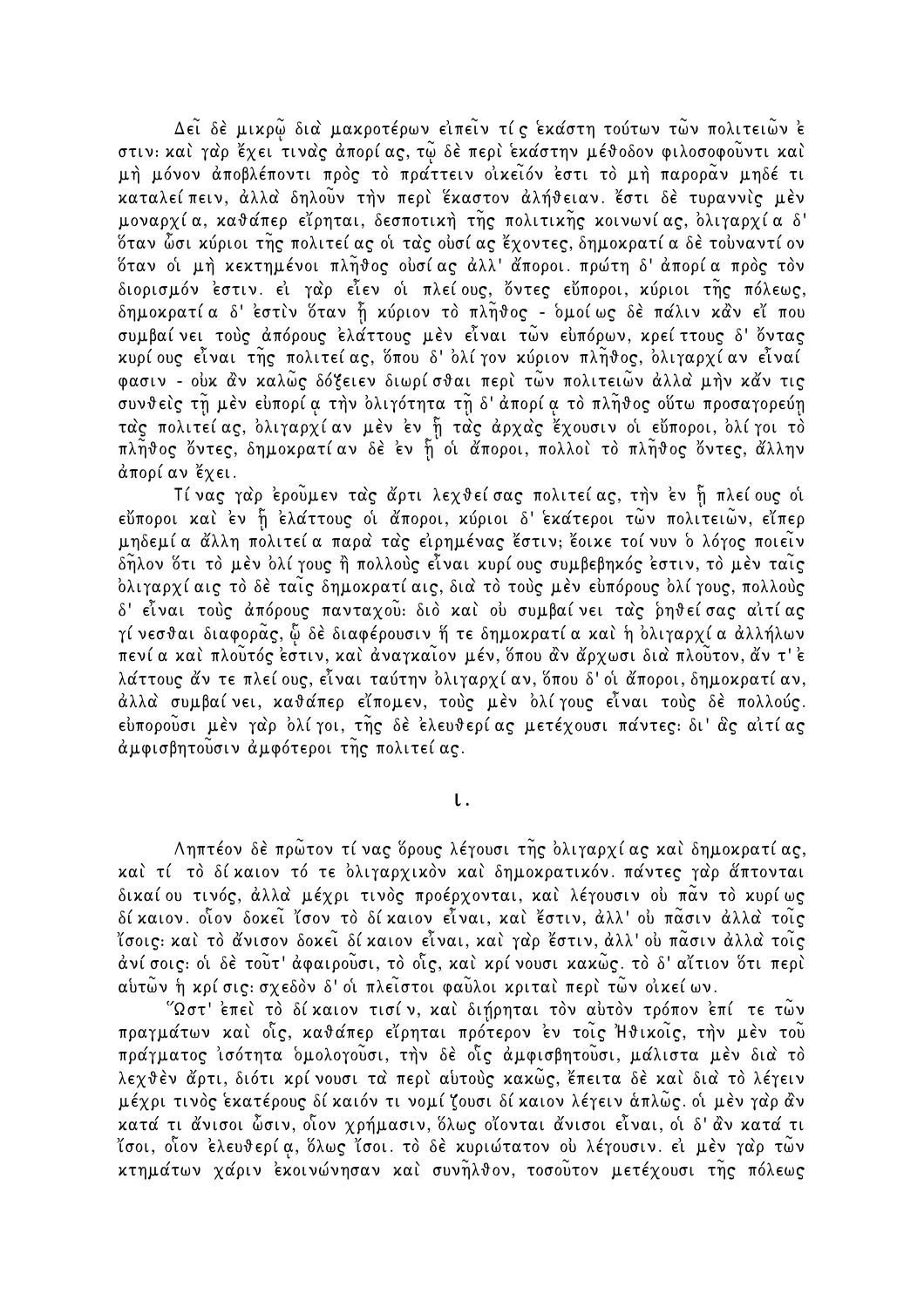Δεῖ δὲ μικρῷ διὰ μακροτέρων εἰπεῖν τίς ἑκάστη τούτων τῶν πολιτειῶν ἐστιν· καὶ γὰρ ἔχει τινὰς ἀπορίας, τῷ δὲ περὶ ἑκάστην μέθοδον φιλοσοφοῦντι καὶ μὴ μόνον ἀποβλέποντι πρὸς τὸ πράττειν οἰκεῖόν ἐστι τὸ μὴ παρορᾶν μηδέ τι καταλείπειν, ἀλλὰ δηλοῦν τὴν περὶ ἕκαστον ἀλήθειαν. ἔστι δὲ τυραννὶς μὲν μοναρχία, καθάπερ εἴρηται, δεσποτικὴ τῆς πολιτικῆς κοινωνίας, ὀλιγαρχία δ' ὅταν ὦσι κύριοι τῆς πολιτείας οἱ τὰς οὐσίας ἔχοντες, δημοκρατία δὲ τοὐναντίον ὅταν οἱ μὴ κεκτημένοι πλῆθος οὐσίας ἀλλ' ἄποροι. πρώτη δ' ἀπορία πρὸς τὸν διορισμόν ἐστιν. εἰ γὰρ εἶεν οἱ πλείους, ὄντες εὔποροι, κύριοι τῆς πόλεως, δημοκρατία δ' ἐστὶν ὅταν ᾖ κύριον τὸ πλῆθος - ὁμοίως δὲ πάλιν κἂν εἴ που συμβαίνει τοὺς ἀπόρους ἐλάττους μὲν εἶναι τῶν εὐπόρων, κρείττους δ' ὄντας κυρίους εἶναι τῆς πολιτείας, ὅπου δ' ὀλίγον κύριον πλῆθος, ὀλιγαρχίαν εἶναί φασιν - οὐκ ἂν καλῶς δόξειεν διωρίσθαι περὶ τῶν πολιτειῶν ἀλλὰ μὴν κἄν τις συνθεὶς τῇ μὲν εὐπορίᾳ τὴν ὀλιγότητα τῇ δ' ἀπορίᾳ τὸ πλῆθος οὕτω προσαγορεύῃ τὰς πολιτείας, ὀλιγαρχίαν μὲν ἐν ᾗ τὰς ἀρχὰς ἔχουσιν οἱ εὔποροι, ὀλίγοι τὸ πλῆθος ὄντες, δημοκρατίαν δὲ ἐν ᾗ οἱ ἄποροι, πολλοὶ τὸ πλῆθος ὄντες, ἄλλην ἀπορίαν ἔχει.

Τίνας γὰρ ἐροῦμεν τὰς ἄρτι λεχθείσας πολιτείας, τὴν ἐν ᾗ πλείους οἱ εὔποροι καὶ ἐν ᾗ ἐλάττους οἱ ἄποροι, κύριοι δ' ἑκάτεροι τῶν πολιτειῶν, εἴπερ μηδεμία ἄλλη πολιτεία παρὰ τὰς εἰρημένας ἔστιν; ἔοικε τοίνυν ὁ λόγος ποιεῖν δῆλον ὅτι τὸ μὲν ὀλίγους ἢ πολλοὺς εἶναι κυρίους συμβεβηκός ἐστιν, τὸ μὲν ταῖς ὀλιγαρχίαις τὸ δὲ ταῖς δημοκρατίαις, διὰ τὸ τοὺς μὲν εὐπόρους ὀλίγους, πολλοὺς δ' εἶναι τοὺς ἀπόρους πανταχοῦ· διὸ καὶ οὐ συμβαίνει τὰς ῥηθείσας αἰτίας γίνεσθαι διαφορᾶς, ᾧ δὲ διαφέρουσιν ἥ τε δημοκρατία καὶ ἡ ὀλιγαρχία ἀλλήλων πενία καὶ πλοῦτός ἐστιν, καὶ ἀναγκαῖον μέν, ὅπου ἂν ἄρχωσι διὰ πλοῦτον, ἄν τ' ἐλάττους ἄν τε πλείους, εἶναι ταύτην ὀλιγαρχίαν, ὅπου δ' οἱ ἄποροι, δημοκρατίαν, ἀλλὰ συμβαίνει, καθάπερ εἴπομεν, τοὺς μὲν ὀλίγους εἶναι τοὺς δὲ πολλούς. εὐποροῦσι μὲν γὰρ ὀλίγοι, τῆς δὲ ἐλευθερίας μετέχουσι πάντες· δι' ἃς αἰτίας ἀμφισβητοῦσιν ἀμφότεροι τῆς πολιτείας.

## ι.

Ληπτέον δὲ πρῶτον τίνας ὅρους λέγουσι τῆς ὀλιγαρχίας καὶ δημοκρατίας, καὶ τί τὸ δίκαιον τό τε ὀλιγαρχικὸν καὶ δημοκρατικόν. πάντες γὰρ ἅπτονται δικαίου τινός, ἀλλὰ μέχρι τινὸς προέρχονται, καὶ λέγουσιν οὐ πᾶν τὸ κυρίως δίκαιον. οἷον δοκεῖ ἴσον τὸ δίκαιον εἶναι, καὶ ἔστιν, ἀλλ' οὐ πᾶσιν ἀλλὰ τοῖς ἴσοις· καὶ τὸ ἄνισον δοκεῖ δίκαιον εἶναι, καὶ γὰρ ἔστιν, ἀλλ' οὐ πᾶσιν ἀλλὰ τοῖς ἀνίσοις· οἱ δὲ τοῦτ' ἀφαιροῦσι, τὸ οἷς, καὶ κρίνουσι κακῶς. τὸ δ' αἴτιον ὅτι περὶ αὐτῶν ἡ κρίσις· σχεδὸν δ' οἱ πλεῖστοι φαῦλοι κριταὶ περὶ τῶν οἰκείων.

Ὥστ' ἐπεὶ τὸ δίκαιον τισίν, καὶ διῄρηται τὸν αὐτὸν τρόπον ἐπί τε τῶν πραγμάτων καὶ οἷς, καθάπερ εἴρηται πρότερον ἐν τοῖς Ἠθικοῖς, τὴν μὲν τοῦ πράγματος ἰσότητα ὁμολογοῦσι, τὴν δὲ οἷς ἀμφισβητοῦσι, μάλιστα μὲν διὰ τὸ λεχθὲν ἄρτι, διότι κρίνουσι τὰ περὶ αὑτοὺς κακῶς, ἔπειτα δὲ καὶ διὰ τὸ λέγειν μέχρι τινὸς ἑκατέρους δίκαιόν τι νομίζουσι δίκαιον λέγειν ἁπλῶς. οἱ μὲν γὰρ ἂν κατά τι ἄνισοι ὦσιν, οἷον χρήμασιν, ὅλως οἴονται ἄνισοι εἶναι, οἱ δ' ἂν κατά τι ἴσοι, οἷον ἐλευθερίᾳ, ὅλως ἴσοι. τὸ δὲ κυριώτατον οὐ λέγουσιν. εἰ μὲν γὰρ τῶν κτημάτων χάριν ἐκοινώνησαν καὶ συνῆλθον, τοσοῦτον μετέχουσι τῆς πόλεως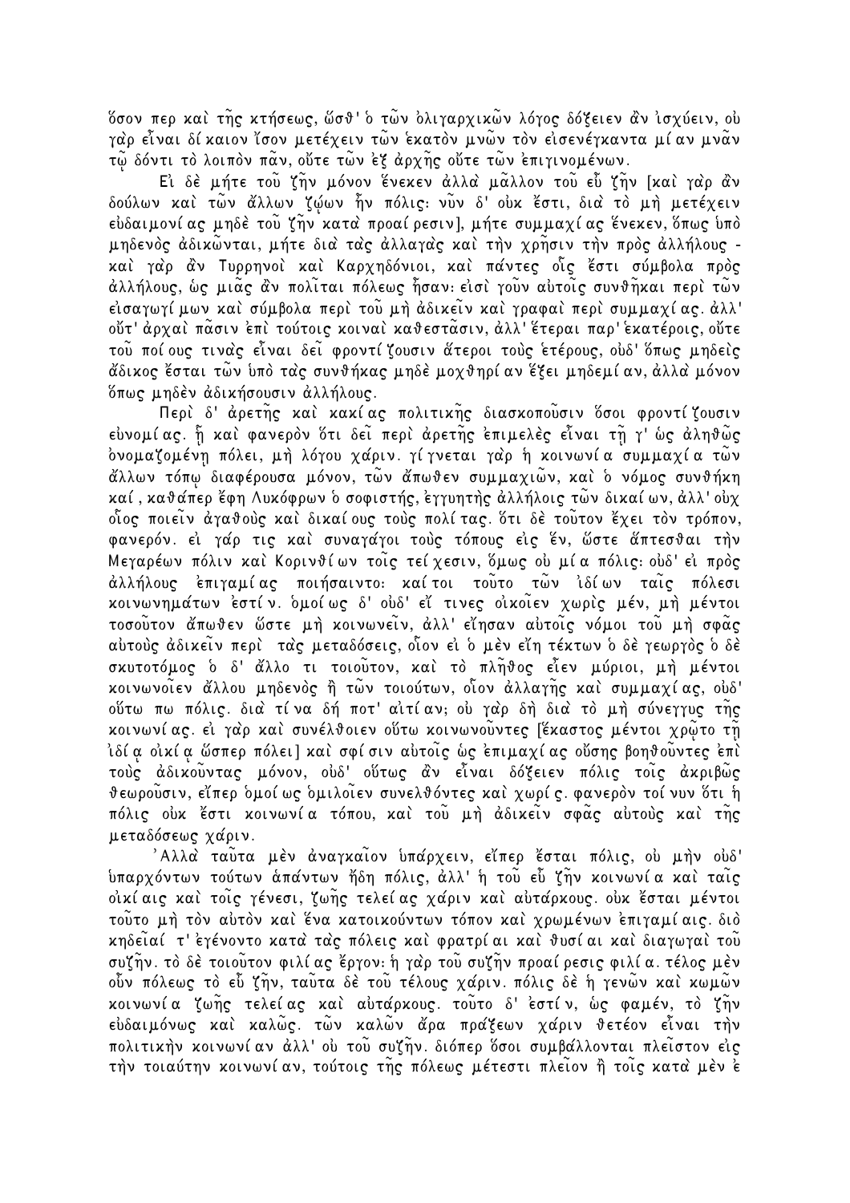ὅσον περ καὶ τῆς κτήσεως, ὥσθ' ὁ τῶν ὀλιγαρχικῶν λόγος δόξειεν ἂν ἰσχύειν, οὐ γὰρ εἶναι δίκαιον ἴσον μετέχειν τῶν ἑκατὸν μνῶν τὸν εἰσενέγκαντα μίαν μνᾶν τῷ δόντι τὸ λοιπὸν πᾶν, οὔτε τῶν ἐξ ἀρχῆς οὔτε τῶν ἐπιγινομένων.

Εἰ δὲ μήτε τοῦ ζῆν μόνον ἕνεκεν ἀλλὰ μᾶλλον τοῦ εὖ ζῆν [καὶ γὰρ ἂν δούλων καὶ τῶν ἄλλων ζῴων ἦν πόλις: νῦν δ' οὐκ ἔστι, διὰ τὸ μὴ μετέχειν εὐδαιμονίας μηδὲ τοῦ ζῆν κατὰ προαίρεσιν], μήτε συμμαχίας ἕνεκεν, ὅπως ὑπὸ μηδενὸς ἀδικῶνται, μήτε διὰ τὰς ἀλλαγὰς καὶ τὴν χρῆσιν τὴν πρὸς ἀλλήλους - καὶ γὰρ ἂν Τυρρηνοὶ καὶ Καρχηδόνιοι, καὶ πάντες οἷς ἔστι σύμβολα πρὸς ἀλλήλους, ὡς μιᾶς ἂν πολῖται πόλεως ἦσαν: εἰσὶ γοῦν αὐτοῖς συνθῆκαι περὶ τῶν εἰσαγωγίμων καὶ σύμβολα περὶ τοῦ μὴ ἀδικεῖν καὶ γραφαὶ περὶ συμμαχίας. ἀλλ' οὔτ' ἀρχαὶ πᾶσιν ἐπὶ τούτοις κοιναὶ καθεστᾶσιν, ἀλλ' ἕτεραι παρ' ἑκατέροις, οὔτε τοῦ ποίους τινὰς εἶναι δεῖ φροντίζουσιν ἅτεροι τοὺς ἑτέρους, οὐδ' ὅπως μηδεὶς ἄδικος ἔσται τῶν ὑπὸ τὰς συνθήκας μηδὲ μοχθηρίαν ἕξει μηδεμίαν, ἀλλὰ μόνον ὅπως μηδὲν ἀδικήσουσιν ἀλλήλους.

Περὶ δ' ἀρετῆς καὶ κακίας πολιτικῆς διασκοποῦσιν ὅσοι φροντίζουσιν εὐνομίας. ᾗ καὶ φανερὸν ὅτι δεῖ περὶ ἀρετῆς ἐπιμελὲς εἶναι τῇ γ' ὡς ἀληθῶς ὀνομαζομένῃ πόλει, μὴ λόγου χάριν. γίγνεται γὰρ ἡ κοινωνία συμμαχία τῶν ἄλλων τόπῳ διαφέρουσα μόνον, τῶν ἄπωθεν συμμαχιῶν, καὶ ὁ νόμος συνθήκη καί, καθάπερ ἔφη Λυκόφρων ὁ σοφιστής, ἐγγυητὴς ἀλλήλοις τῶν δικαίων, ἀλλ' οὐχ οἷος ποιεῖν ἀγαθοὺς καὶ δικαίους τοὺς πολίτας. ὅτι δὲ τοῦτον ἔχει τὸν τρόπον, φανερόν. εἰ γάρ τις καὶ συναγάγοι τοὺς τόπους εἰς ἕν, ὥστε ἅπτεσθαι τὴν Μεγαρέων πόλιν καὶ Κορινθίων τοῖς τείχεσιν, ὅμως οὐ μία πόλις: οὐδ' εἰ πρὸς ἀλλήλους ἐπιγαμίας ποιήσαιντο: καίτοι τοῦτο τῶν ἰδίων ταῖς πόλεσι κοινωνημάτων ἐστίν. ὁμοίως δ' οὐδ' εἴ τινες οἰκοῖεν χωρὶς μέν, μὴ μέντοι τοσοῦτον ἄπωθεν ὥστε μὴ κοινωνεῖν, ἀλλ' εἴησαν αὐτοῖς νόμοι τοῦ μὴ σφᾶς αὐτοὺς ἀδικεῖν περὶ τὰς μεταδόσεις, οἷον εἰ ὁ μὲν εἴη τέκτων ὁ δὲ γεωργὸς ὁ δὲ σκυτοτόμος ὁ δ' ἄλλο τι τοιοῦτον, καὶ τὸ πλῆθος εἶεν μύριοι, μὴ μέντοι κοινωνοῖεν ἄλλου μηδενὸς ἢ τῶν τοιούτων, οἷον ἀλλαγῆς καὶ συμμαχίας, οὐδ' οὕτω πω πόλις. διὰ τίνα δή ποτ' αἰτίαν; οὐ γὰρ δὴ διὰ τὸ μὴ σύνεγγυς τῆς κοινωνίας. εἰ γὰρ καὶ συνέλθοιεν οὕτω κοινωνοῦντες [ἕκαστος μέντοι χρῷτο τῇ ἰδίᾳ οἰκίᾳ ὥσπερ πόλει] καὶ σφίσιν αὐτοῖς ὡς ἐπιμαχίας οὔσης βοηθοῦντες ἐπὶ τοὺς ἀδικοῦντας μόνον, οὐδ' οὕτως ἂν εἶναι δόξειεν πόλις τοῖς ἀκριβῶς θεωροῦσιν, εἴπερ ὁμοίως ὁμιλοῖεν συνελθόντες καὶ χωρίς. φανερὸν τοίνυν ὅτι ἡ πόλις οὐκ ἔστι κοινωνία τόπου, καὶ τοῦ μὴ ἀδικεῖν σφᾶς αὐτοὺς καὶ τῆς μεταδόσεως χάριν.

Ἀλλὰ ταῦτα μὲν ἀναγκαῖον ὑπάρχειν, εἴπερ ἔσται πόλις, οὐ μὴν οὐδ' ὑπαρχόντων τούτων ἁπάντων ἤδη πόλις, ἀλλ' ἡ τοῦ εὖ ζῆν κοινωνία καὶ ταῖς οἰκίαις καὶ τοῖς γένεσι, ζωῆς τελείας χάριν καὶ αὐτάρκους. οὐκ ἔσται μέντοι τοῦτο μὴ τὸν αὐτὸν καὶ ἕνα κατοικούντων τόπον καὶ χρωμένων ἐπιγαμίαις. διὸ κηδεῖαί τ' ἐγένοντο κατὰ τὰς πόλεις καὶ φρατρίαι καὶ θυσίαι καὶ διαγωγαὶ τοῦ συζῆν. τὸ δὲ τοιοῦτον φιλίας ἔργον: ἡ γὰρ τοῦ συζῆν προαίρεσις φιλία. τέλος μὲν οὖν πόλεως τὸ εὖ ζῆν, ταῦτα δὲ τοῦ τέλους χάριν. πόλις δὲ ἡ γενῶν καὶ κωμῶν κοινωνία ζωῆς τελείας καὶ αὐτάρκους. τοῦτο δ' ἐστίν, ὡς φαμέν, τὸ ζῆν εὐδαιμόνως καὶ καλῶς. τῶν καλῶν ἄρα πράξεων χάριν θετέον εἶναι τὴν πολιτικὴν κοινωνίαν ἀλλ' οὐ τοῦ συζῆν. διόπερ ὅσοι συμβάλλονται πλεῖστον εἰς τὴν τοιαύτην κοινωνίαν, τούτοις τῆς πόλεως μέτεστι πλεῖον ἢ τοῖς κατὰ μὲν ἐ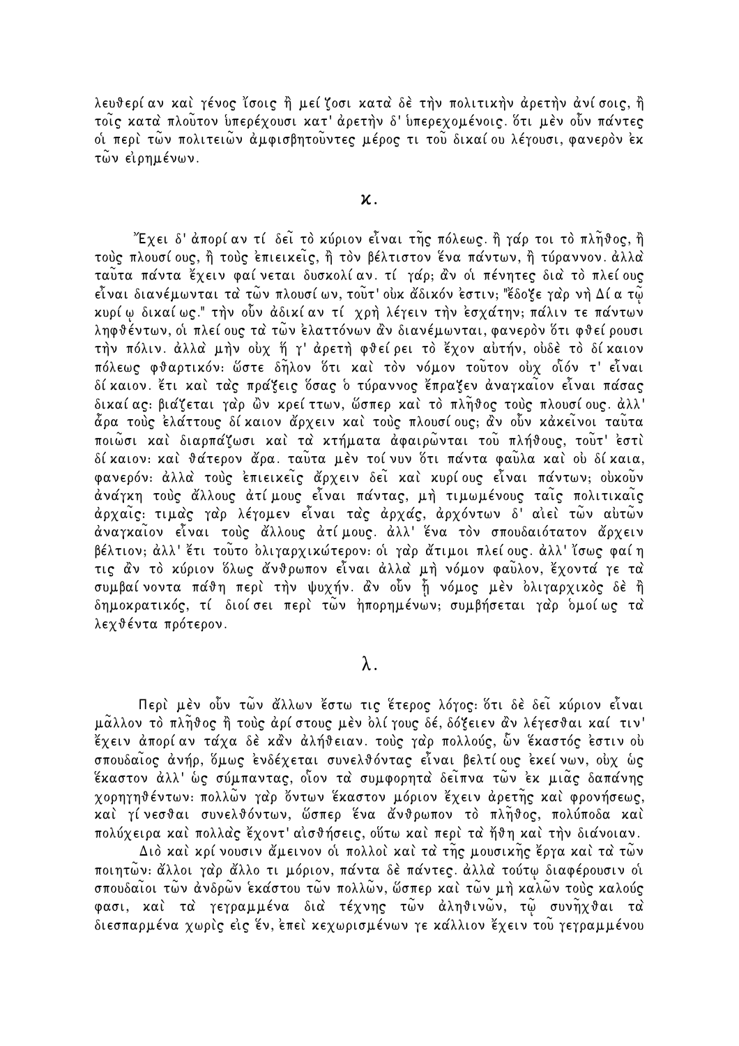λευθερίαν καὶ γένος ἴσοις ἢ μείζοσι κατὰ δὲ τὴν πολιτικὴν ἀρετὴν ἀνίσοις, ἢ τοῖς κατὰ πλοῦτον ὑπερέχουσι κατ' ἀρετὴν δ' ὑπερεχομένοις. ὅτι μὲν οὖν πάντες οἱ περὶ τῶν πολιτειῶν ἀμφισβητοῦντες μέρος τι τοῦ δικαίου λέγουσι, φανερὸν ἐκ τῶν εἰρημένων.

## κ.

Ἔχει δ' ἀπορίαν τί δεῖ τὸ κύριον εἶναι τῆς πόλεως. ἢ γάρ τοι τὸ πλῆθος, ἢ τοὺς πλουσίους, ἢ τοὺς ἐπιεικεῖς, ἢ τὸν βέλτιστον ἕνα πάντων, ἢ τύραννον. ἀλλὰ ταῦτα πάντα ἔχειν φαίνεται δυσκολίαν. τί γάρ; ἂν οἱ πένητες διὰ τὸ πλείους εἶναι διανέμωνται τὰ τῶν πλουσίων, τοῦτ' οὐκ ἄδικόν ἐστιν; "ἔδοξε γὰρ νὴ Δία τῷ κυρίῳ δικαίως." τὴν οὖν ἀδικίαν τί χρὴ λέγειν τὴν ἐσχάτην; πάλιν τε πάντων ληφθέντων, οἱ πλείους τὰ τῶν ἐλαττόνων ἂν διανέμωνται, φανερὸν ὅτι φθείρουσι τὴν πόλιν. ἀλλὰ μὴν οὐχ ἥ γ' ἀρετὴ φθείρει τὸ ἔχον αὐτήν, οὐδὲ τὸ δίκαιον πόλεως φθαρτικόν: ὥστε δῆλον ὅτι καὶ τὸν νόμον τοῦτον οὐχ οἷόν τ' εἶναι δίκαιον. ἔτι καὶ τὰς πράξεις ὅσας ὁ τύραννος ἔπραξεν ἀναγκαῖον εἶναι πάσας δικαίας: βιάζεται γὰρ ὢν κρείττων, ὥσπερ καὶ τὸ πλῆθος τοὺς πλουσίους. ἀλλ' ἆρα τοὺς ἐλάττους δίκαιον ἄρχειν καὶ τοὺς πλουσίους; ἂν οὖν κἀκεῖνοι ταῦτα ποιῶσι καὶ διαρπάζωσι καὶ τὰ κτήματα ἀφαιρῶνται τοῦ πλήθους, τοῦτ' ἐστὶ δίκαιον: καὶ θἄτερον ἄρα. ταῦτα μὲν τοίνυν ὅτι πάντα φαῦλα καὶ οὐ δίκαια, φανερόν: ἀλλὰ τοὺς ἐπιεικεῖς ἄρχειν δεῖ καὶ κυρίους εἶναι πάντων; οὐκοῦν ἀνάγκη τοὺς ἄλλους ἀτίμους εἶναι πάντας, μὴ τιμωμένους ταῖς πολιτικαῖς ἀρχαῖς: τιμὰς γὰρ λέγομεν εἶναι τὰς ἀρχάς, ἀρχόντων δ' αἰεὶ τῶν αὐτῶν ἀναγκαῖον εἶναι τοὺς ἄλλους ἀτίμους. ἀλλ' ἕνα τὸν σπουδαιότατον ἄρχειν βέλτιον; ἀλλ' ἔτι τοῦτο ὀλιγαρχικώτερον: οἱ γὰρ ἄτιμοι πλείους. ἀλλ' ἴσως φαίη τις ἂν τὸ κύριον ὅλως ἄνθρωπον εἶναι ἀλλὰ μὴ νόμον φαῦλον, ἔχοντά γε τὰ συμβαίνοντα πάθη περὶ τὴν ψυχήν. ἂν οὖν ᾖ νόμος μὲν ὀλιγαρχικὸς δὲ ἢ δημοκρατικός, τί διοίσει περὶ τῶν ἠπορημένων; συμβήσεται γὰρ ὁμοίως τὰ λεχθέντα πρότερον.

## λ.

Περὶ μὲν οὖν τῶν ἄλλων ἔστω τις ἕτερος λόγος: ὅτι δὲ δεῖ κύριον εἶναι μᾶλλον τὸ πλῆθος ἢ τοὺς ἀρίστους μὲν ὀλίγους δέ, δόξειεν ἂν λέγεσθαι καί τιν' ἔχειν ἀπορίαν τάχα δὲ κἂν ἀλήθειαν. τοὺς γὰρ πολλούς, ὧν ἕκαστός ἐστιν οὐ σπουδαῖος ἀνήρ, ὅμως ἐνδέχεται συνελθόντας εἶναι βελτίους ἐκείνων, οὐχ ὡς ἕκαστον ἀλλ' ὡς σύμπαντας, οἷον τὰ συμφορητὰ δεῖπνα τῶν ἐκ μιᾶς δαπάνης χορηγηθέντων: πολλῶν γὰρ ὄντων ἕκαστον μόριον ἔχειν ἀρετῆς καὶ φρονήσεως, καὶ γίνεσθαι συνελθόντων, ὥσπερ ἕνα ἄνθρωπον τὸ πλῆθος, πολύποδα καὶ πολύχειρα καὶ πολλὰς ἔχοντ' αἰσθήσεις, οὕτω καὶ περὶ τὰ ἤθη καὶ τὴν διάνοιαν.

Διὸ καὶ κρίνουσιν ἄμεινον οἱ πολλοὶ καὶ τὰ τῆς μουσικῆς ἔργα καὶ τὰ τῶν ποιητῶν: ἄλλοι γὰρ ἄλλο τι μόριον, πάντα δὲ πάντες. ἀλλὰ τούτῳ διαφέρουσιν οἱ σπουδαῖοι τῶν ἀνδρῶν ἑκάστου τῶν πολλῶν, ὥσπερ καὶ τῶν μὴ καλῶν τοὺς καλούς φασι, καὶ τὰ γεγραμμένα διὰ τέχνης τῶν ἀληθινῶν, τῷ συνῆχθαι τὰ διεσπαρμένα χωρὶς εἰς ἕν, ἐπεὶ κεχωρισμένων γε κάλλιον ἔχειν τοῦ γεγραμμένου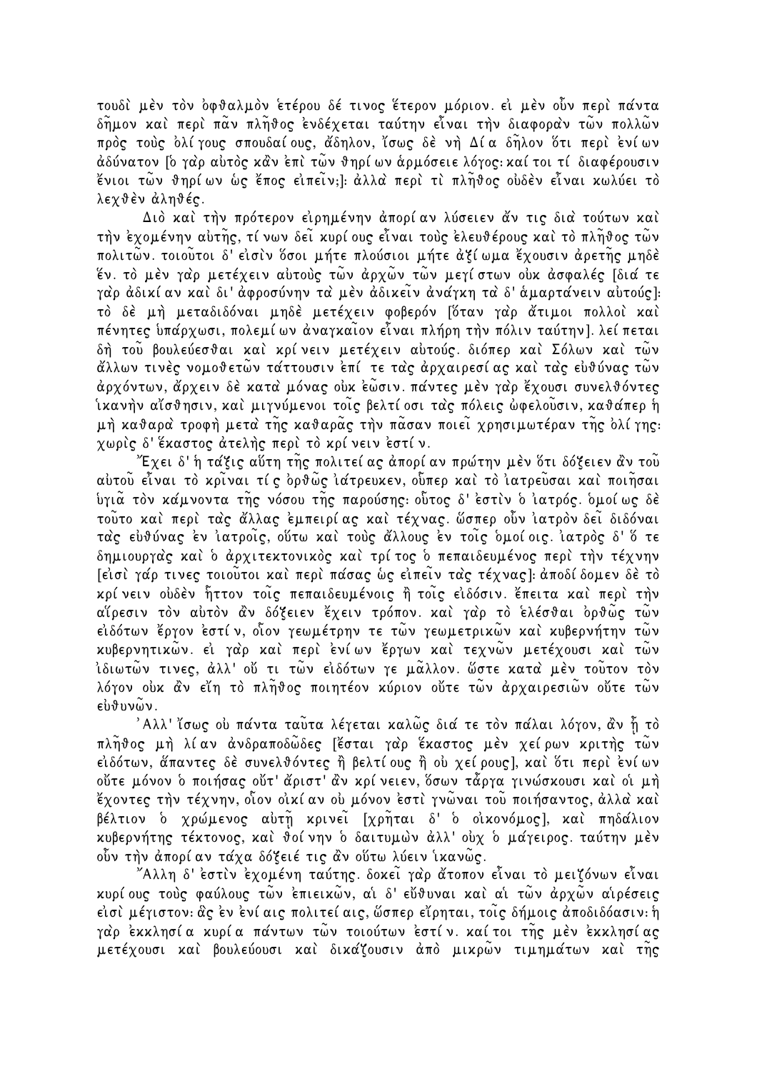τουδὶ μὲν τὸν ὀφθαλμὸν ἑτέρου δέ τινος ἕτερον μόριον. εἰ μὲν οὖν περὶ πάντα δῆμον καὶ περὶ πᾶν πλῆθος ἐνδέχεται ταύτην εἶναι τὴν διαφορὰν τῶν πολλῶν πρὸς τοὺς ὀλίγους σπουδαίους, ἄδηλον, ἴσως δὲ νὴ Δία δῆλον ὅτι περὶ ἐνίων ἀδύνατον [ὁ γὰρ αὐτὸς κἂν ἐπὶ τῶν θηρίων ἁρμόσειε λόγος: καίτοι τί διαφέρουσιν ἔνιοι τῶν θηρίων ὡς ἔπος εἰπεῖν;]: ἀλλὰ περὶ τὶ πλῆθος οὐδὲν εἶναι κωλύει τὸ λεχθὲν ἀληθές.

Διὸ καὶ τὴν πρότερον εἰρημένην ἀπορίαν λύσειεν ἄν τις διὰ τούτων καὶ τὴν ἐχομένην αὐτῆς, τίνων δεῖ κυρίους εἶναι τοὺς ἐλευθέρους καὶ τὸ πλῆθος τῶν πολιτῶν. τοιοῦτοι δ' εἰσὶν ὅσοι μήτε πλούσιοι μήτε ἀξίωμα ἔχουσιν ἀρετῆς μηδὲ ἕν. τὸ μὲν γὰρ μετέχειν αὐτοὺς τῶν ἀρχῶν τῶν μεγίστων οὐκ ἀσφαλές [διά τε γὰρ ἀδικίαν καὶ δι' ἀφροσύνην τὰ μὲν ἀδικεῖν ἀνάγκη τὰ δ' ἁμαρτάνειν αὐτούς]: τὸ δὲ μὴ μεταδιδόναι μηδὲ μετέχειν φοβερόν [ὅταν γὰρ ἄτιμοι πολλοὶ καὶ πένητες ὑπάρχωσι, πολεμίων ἀναγκαῖον εἶναι πλήρη τὴν πόλιν ταύτην]. λείπεται δὴ τοῦ βουλεύεσθαι καὶ κρίνειν μετέχειν αὐτούς. διόπερ καὶ Σόλων καὶ τῶν ἄλλων τινὲς νομοθετῶν τάττουσιν ἐπί τε τὰς ἀρχαιρεσίας καὶ τὰς εὐθύνας τῶν ἀρχόντων, ἄρχειν δὲ κατὰ μόνας οὐκ ἐῶσιν. πάντες μὲν γὰρ ἔχουσι συνελθόντες ἱκανὴν αἴσθησιν, καὶ μιγνύμενοι τοῖς βελτίοσι τὰς πόλεις ὠφελοῦσιν, καθάπερ ἡ μὴ καθαρὰ τροφὴ μετὰ τῆς καθαρᾶς τὴν πᾶσαν ποιεῖ χρησιμωτέραν τῆς ὀλίγης: χωρὶς δ' ἕκαστος ἀτελὴς περὶ τὸ κρίνειν ἐστίν.

Ἔχει δ' ἡ τάξις αὕτη τῆς πολιτείας ἀπορίαν πρώτην μὲν ὅτι δόξειεν ἂν τοῦ αὐτοῦ εἶναι τὸ κρῖναι τίς ὀρθῶς ἰάτρευκεν, οὗπερ καὶ τὸ ἰατρεῦσαι καὶ ποιῆσαι ὑγιᾶ τὸν κάμνοντα τῆς νόσου τῆς παρούσης: οὗτος δ' ἐστὶν ὁ ἰατρός. ὁμοίως δὲ τοῦτο καὶ περὶ τὰς ἄλλας ἐμπειρίας καὶ τέχνας. ὥσπερ οὖν ἰατρὸν δεῖ διδόναι τὰς εὐθύνας ἐν ἰατροῖς, οὕτω καὶ τοὺς ἄλλους ἐν τοῖς ὁμοίοις. ἰατρὸς δ' ὅ τε δημιουργὸς καὶ ὁ ἀρχιτεκτονικὸς καὶ τρίτος ὁ πεπαιδευμένος περὶ τὴν τέχνην [εἰσὶ γάρ τινες τοιοῦτοι καὶ περὶ πάσας ὡς εἰπεῖν τὰς τέχνας]: ἀποδίδομεν δὲ τὸ κρίνειν οὐδὲν ἧττον τοῖς πεπαιδευμένοις ἢ τοῖς εἰδόσιν. ἔπειτα καὶ περὶ τὴν αἵρεσιν τὸν αὐτὸν ἂν δόξειεν ἔχειν τρόπον. καὶ γὰρ τὸ ἑλέσθαι ὀρθῶς τῶν εἰδότων ἔργον ἐστίν, οἷον γεωμέτρην τε τῶν γεωμετρικῶν καὶ κυβερνήτην τῶν κυβερνητικῶν. εἰ γὰρ καὶ περὶ ἐνίων ἔργων καὶ τεχνῶν μετέχουσι καὶ τῶν ἰδιωτῶν τινες, ἀλλ' οὔ τι τῶν εἰδότων γε μᾶλλον. ὥστε κατὰ μὲν τοῦτον τὸν λόγον οὐκ ἂν εἴη τὸ πλῆθος ποιητέον κύριον οὔτε τῶν ἀρχαιρεσιῶν οὔτε τῶν εὐθυνῶν.

Ἀλλ' ἴσως οὐ πάντα ταῦτα λέγεται καλῶς διά τε τὸν πάλαι λόγον, ἂν ᾖ τὸ πλῆθος μὴ λίαν ἀνδραποδῶδες [ἔσται γὰρ ἕκαστος μὲν χείρων κριτὴς τῶν εἰδότων, ἅπαντες δὲ συνελθόντες ἢ βελτίους ἢ οὐ χείρους], καὶ ὅτι περὶ ἐνίων οὔτε μόνον ὁ ποιήσας οὔτ' ἄριστ' ἂν κρίνειεν, ὅσων τἆργα γινώσκουσι καὶ οἱ μὴ ἔχοντες τὴν τέχνην, οἷον οἰκίαν οὐ μόνον ἐστὶ γνῶναι τοῦ ποιήσαντος, ἀλλὰ καὶ βέλτιον ὁ χρώμενος αὐτῇ κρινεῖ [χρῆται δ' ὁ οἰκονόμος], καὶ πηδάλιον κυβερνήτης τέκτονος, καὶ θοίνην ὁ δαιτυμὼν ἀλλ' οὐχ ὁ μάγειρος. ταύτην μὲν οὖν τὴν ἀπορίαν τάχα δόξειέ τις ἂν οὕτω λύειν ἱκανῶς.

Ἄλλη δ' ἐστὶν ἐχομένη ταύτης. δοκεῖ γὰρ ἄτοπον εἶναι τὸ μειζόνων εἶναι κυρίους τοὺς φαύλους τῶν ἐπιεικῶν, αἱ δ' εὔθυναι καὶ αἱ τῶν ἀρχῶν αἱρέσεις εἰσὶ μέγιστον: ἃς ἐν ἐνίαις πολιτείαις, ὥσπερ εἴρηται, τοῖς δήμοις ἀποδιδόασιν: ἡ γὰρ ἐκκλησία κυρία πάντων τῶν τοιούτων ἐστίν. καίτοι τῆς μὲν ἐκκλησίας μετέχουσι καὶ βουλεύουσι καὶ δικάζουσιν ἀπὸ μικρῶν τιμημάτων καὶ τῆς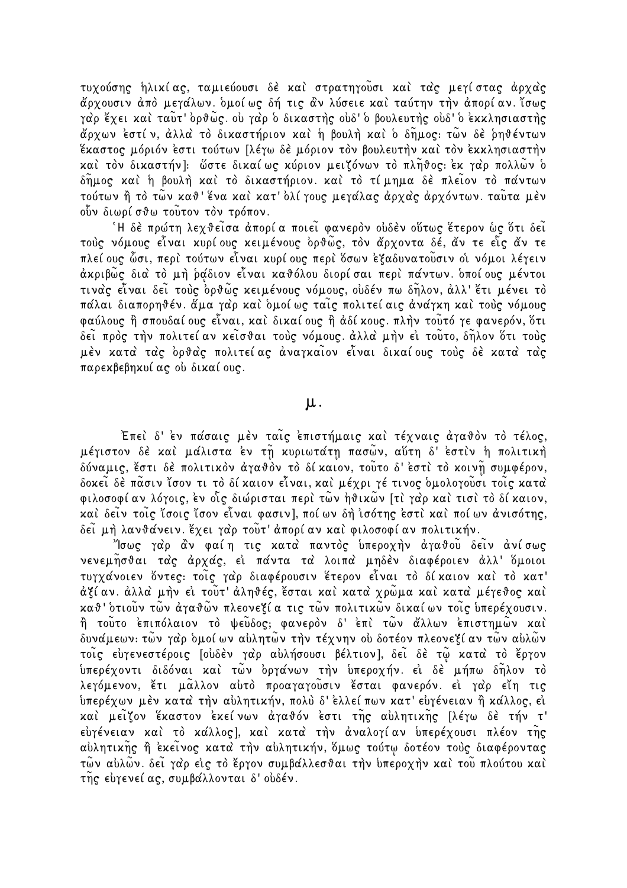τυχούσης ἡλικίας, ταμιεύουσι δὲ καὶ στρατηγοῦσι καὶ τὰς μεγίστας ἀρχὰς ἄρχουσιν ἀπὸ μεγάλων. ὁμοίως δή τις ἂν λύσειε καὶ ταύτην τὴν ἀπορίαν. ἴσως γὰρ ἔχει καὶ ταῦτ' ὀρθῶς. οὐ γὰρ ὁ δικαστὴς οὐδ' ὁ βουλευτὴς οὐδ' ὁ ἐκκλησιαστὴς ἄρχων ἐστίν, ἀλλὰ τὸ δικαστήριον καὶ ἡ βουλὴ καὶ ὁ δῆμος: τῶν δὲ ῥηθέντων ἕκαστος μόριόν ἐστι τούτων [λέγω δὲ μόριον τὸν βουλευτὴν καὶ τὸν ἐκκλησιαστὴν καὶ τὸν δικαστήν]: ὥστε δικαίως κύριον μειζόνων τὸ πλῆθος: ἐκ γὰρ πολλῶν ὁ δῆμος καὶ ἡ βουλὴ καὶ τὸ δικαστήριον. καὶ τὸ τίμημα δὲ πλεῖον τὸ πάντων τούτων ἢ τὸ τῶν καθ' ἕνα καὶ κατ' ὀλίγους μεγάλας ἀρχὰς ἀρχόντων. ταῦτα μὲν οὖν διωρίσθω τοῦτον τὸν τρόπον.

Ἡ δὲ πρώτη λεχθεῖσα ἀπορία ποιεῖ φανερὸν οὐδὲν οὕτως ἕτερον ὡς ὅτι δεῖ τοὺς νόμους εἶναι κυρίους κειμένους ὀρθῶς, τὸν ἄρχοντα δέ, ἄν τε εἷς ἄν τε πλείους ὦσι, περὶ τούτων εἶναι κυρίους περὶ ὅσων ἐξαδυνατοῦσιν οἱ νόμοι λέγειν ἀκριβῶς διὰ τὸ μὴ ῥᾴδιον εἶναι καθόλου διορίσαι περὶ πάντων. ὁποίους μέντοι τινὰς εἶναι δεῖ τοὺς ὀρθῶς κειμένους νόμους, οὐδέν πω δῆλον, ἀλλ' ἔτι μένει τὸ πάλαι διαπορηθέν. ἅμα γὰρ καὶ ὁμοίως ταῖς πολιτείαις ἀνάγκη καὶ τοὺς νόμους φαύλους ἢ σπουδαίους εἶναι, καὶ δικαίους ἢ ἀδίκους. πλὴν τοῦτό γε φανερόν, ὅτι δεῖ πρὸς τὴν πολιτείαν κεῖσθαι τοὺς νόμους. ἀλλὰ μὴν εἰ τοῦτο, δῆλον ὅτι τοὺς μὲν κατὰ τὰς ὀρθὰς πολιτείας ἀναγκαῖον εἶναι δικαίους τοὺς δὲ κατὰ τὰς παρεκβεβηκυίας οὐ δικαίους.

## μ.

Ἐπεὶ δ' ἐν πάσαις μὲν ταῖς ἐπιστήμαις καὶ τέχναις ἀγαθὸν τὸ τέλος, μέγιστον δὲ καὶ μάλιστα ἐν τῇ κυριωτάτῃ πασῶν, αὕτη δ' ἐστὶν ἡ πολιτικὴ δύναμις, ἔστι δὲ πολιτικὸν ἀγαθὸν τὸ δίκαιον, τοῦτο δ' ἐστὶ τὸ κοινῇ συμφέρον, δοκεῖ δὲ πᾶσιν ἴσον τι τὸ δίκαιον εἶναι, καὶ μέχρι γέ τινος ὁμολογοῦσι τοῖς κατὰ φιλοσοφίαν λόγοις, ἐν οἷς διώρισται περὶ τῶν ἠθικῶν [τὶ γὰρ καὶ τισὶ τὸ δίκαιον, καὶ δεῖν τοῖς ἴσοις ἴσον εἶναί φασιν], ποίων δὴ ἰσότης ἐστὶ καὶ ποίων ἀνισότης, δεῖ μὴ λανθάνειν. ἔχει γὰρ τοῦτ' ἀπορίαν καὶ φιλοσοφίαν πολιτικήν.

Ἴσως γὰρ ἂν φαίη τις κατὰ παντὸς ὑπεροχὴν ἀγαθοῦ δεῖν ἀνίσως νενεμῆσθαι τὰς ἀρχάς, εἰ πάντα τὰ λοιπὰ μηδὲν διαφέροιεν ἀλλ' ὅμοιοι τυγχάνοιεν ὄντες: τοῖς γὰρ διαφέρουσιν ἕτερον εἶναι τὸ δίκαιον καὶ τὸ κατ' ἀξίαν. ἀλλὰ μὴν εἰ τοῦτ' ἀληθές, ἔσται καὶ κατὰ χρῶμα καὶ κατὰ μέγεθος καὶ καθ' ὁτιοῦν τῶν ἀγαθῶν πλεονεξία τις τῶν πολιτικῶν δικαίων τοῖς ὑπερέχουσιν. ἢ τοῦτο ἐπιπόλαιον τὸ ψεῦδος; φανερὸν δ' ἐπὶ τῶν ἄλλων ἐπιστημῶν καὶ δυνάμεων: τῶν γὰρ ὁμοίων αὐλητῶν τὴν τέχνην οὐ δοτέον πλεονεξίαν τῶν αὐλῶν τοῖς εὐγενεστέροις [οὐδὲν γὰρ αὐλήσουσι βέλτιον], δεῖ δὲ τῷ κατὰ τὸ ἔργον ὑπερέχοντι διδόναι καὶ τῶν ὀργάνων τὴν ὑπεροχήν. εἰ δὲ μήπω δῆλον τὸ λεγόμενον, ἔτι μᾶλλον αὐτὸ προαγαγοῦσιν ἔσται φανερόν. εἰ γὰρ εἴη τις ὑπερέχων μὲν κατὰ τὴν αὐλητικήν, πολὺ δ' ἐλλείπων κατ' εὐγένειαν ἢ κάλλος, εἰ καὶ μεῖζον ἕκαστον ἐκείνων ἀγαθόν ἐστι τῆς αὐλητικῆς [λέγω δὲ τήν τ' εὐγένειαν καὶ τὸ κάλλος], καὶ κατὰ τὴν ἀναλογίαν ὑπερέχουσι πλέον τῆς αὐλητικῆς ἢ ἐκεῖνος κατὰ τὴν αὐλητικήν, ὅμως τούτῳ δοτέον τοὺς διαφέροντας τῶν αὐλῶν. δεῖ γὰρ εἰς τὸ ἔργον συμβάλλεσθαι τὴν ὑπεροχὴν καὶ τοῦ πλούτου καὶ τῆς εὐγενείας, συμβάλλονται δ' οὐδέν.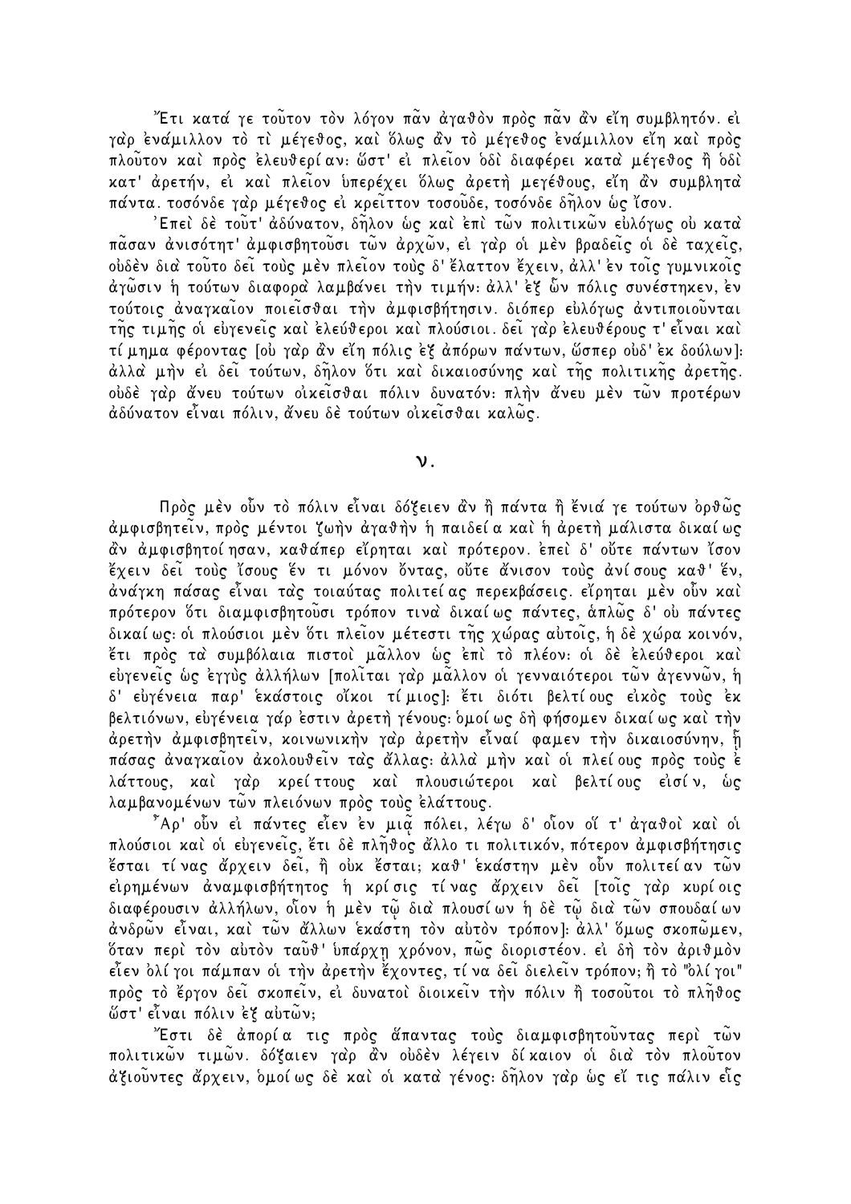Ἔτι κατά γε τοῦτον τὸν λόγον πᾶν ἀγαθὸν πρὸς πᾶν ἂν εἴη συμβλητόν. εἰ γὰρ ἐνάμιλλον τὸ τὶ μέγεθος, καὶ ὅλως ἂν τὸ μέγεθος ἐνάμιλλον εἴη καὶ πρὸς πλοῦτον καὶ πρὸς ἐλευθερίαν: ὥστ' εἰ πλεῖον ὁδὶ διαφέρει κατὰ μέγεθος ἢ ὁδὶ κατ' ἀρετήν, εἰ καὶ πλεῖον ὑπερέχει ὅλως ἀρετὴ μεγέθους, εἴη ἂν συμβλητὰ πάντα. τοσόνδε γὰρ μέγεθος εἰ κρεῖττον τοσοῦδε, τοσόνδε δῆλον ὡς ἴσον.

Ἐπεὶ δὲ τοῦτ' ἀδύνατον, δῆλον ὡς καὶ ἐπὶ τῶν πολιτικῶν εὐλόγως οὐ κατὰ πᾶσαν ἀνισότητ' ἀμφισβητοῦσι τῶν ἀρχῶν, εἰ γὰρ οἱ μὲν βραδεῖς οἱ δὲ ταχεῖς, οὐδὲν διὰ τοῦτο δεῖ τοὺς μὲν πλεῖον τοὺς δ' ἔλαττον ἔχειν, ἀλλ' ἐν τοῖς γυμνικοῖς ἀγῶσιν ἡ τούτων διαφορὰ λαμβάνει τὴν τιμήν: ἀλλ' ἐξ ὧν πόλις συνέστηκεν, ἐν τούτοις ἀναγκαῖον ποιεῖσθαι τὴν ἀμφισβήτησιν. διόπερ εὐλόγως ἀντιποιοῦνται τῆς τιμῆς οἱ εὐγενεῖς καὶ ἐλεύθεροι καὶ πλούσιοι. δεῖ γὰρ ἐλευθέρους τ' εἶναι καὶ τίμημα φέροντας [οὐ γὰρ ἂν εἴη πόλις ἐξ ἀπόρων πάντων, ὥσπερ οὐδ' ἐκ δούλων]: ἀλλὰ μὴν εἰ δεῖ τούτων, δῆλον ὅτι καὶ δικαιοσύνης καὶ τῆς πολιτικῆς ἀρετῆς. οὐδὲ γὰρ ἄνευ τούτων οἰκεῖσθαι πόλιν δυνατόν: πλὴν ἄνευ μὲν τῶν προτέρων ἀδύνατον εἶναι πόλιν, ἄνευ δὲ τούτων οἰκεῖσθαι καλῶς.

## ν.

Πρὸς μὲν οὖν τὸ πόλιν εἶναι δόξειεν ἂν ἢ πάντα ἢ ἔνιά γε τούτων ὀρθῶς ἀμφισβητεῖν, πρὸς μέντοι ζωὴν ἀγαθὴν ἡ παιδεία καὶ ἡ ἀρετὴ μάλιστα δικαίως ἂν ἀμφισβητοίησαν, καθάπερ εἴρηται καὶ πρότερον. ἐπεὶ δ' οὔτε πάντων ἴσον ἔχειν δεῖ τοὺς ἴσους ἕν τι μόνον ὄντας, οὔτε ἄνισον τοὺς ἀνίσους καθ' ἕν, ἀνάγκη πάσας εἶναι τὰς τοιαύτας πολιτείας παρεκβάσεις. εἴρηται μὲν οὖν καὶ πρότερον ὅτι διαμφισβητοῦσι τρόπον τινὰ δικαίως πάντες, ἁπλῶς δ' οὐ πάντες δικαίως: οἱ πλούσιοι μὲν ὅτι πλεῖον μέτεστι τῆς χώρας αὐτοῖς, ἡ δὲ χώρα κοινόν, ἔτι πρὸς τὰ συμβόλαια πιστοὶ μᾶλλον ὡς ἐπὶ τὸ πλέον: οἱ δὲ ἐλεύθεροι καὶ εὐγενεῖς ὡς ἐγγὺς ἀλλήλων [πολῖται γὰρ μᾶλλον οἱ γενναιότεροι τῶν ἀγεννῶν, ἡ δ' εὐγένεια παρ' ἑκάστοις οἴκοι τίμιος]: ἔτι διότι βελτίους εἰκὸς τοὺς ἐκ βελτιόνων, εὐγένεια γάρ ἐστιν ἀρετὴ γένους: ὁμοίως δὴ φήσομεν δικαίως καὶ τὴν ἀρετὴν ἀμφισβητεῖν, κοινωνικὴν γὰρ ἀρετὴν εἶναί φαμεν τὴν δικαιοσύνην, ᾗ πάσας ἀναγκαῖον ἀκολουθεῖν τὰς ἄλλας: ἀλλὰ μὴν καὶ οἱ πλείους πρὸς τοὺς ἐλάττους, καὶ γὰρ κρείττους καὶ πλουσιώτεροι καὶ βελτίους εἰσίν, ὡς λαμβανομένων τῶν πλειόνων πρὸς τοὺς ἐλάττους.

Ἆρ' οὖν εἰ πάντες εἶεν ἐν μιᾷ πόλει, λέγω δ' οἷον οἵ τ' ἀγαθοὶ καὶ οἱ πλούσιοι καὶ οἱ εὐγενεῖς, ἔτι δὲ πλῆθος ἄλλο τι πολιτικόν, πότερον ἀμφισβήτησις ἔσται τίνας ἄρχειν δεῖ, ἢ οὐκ ἔσται; καθ' ἑκάστην μὲν οὖν πολιτείαν τῶν εἰρημένων ἀναμφισβήτητος ἡ κρίσις τίνας ἄρχειν δεῖ [τοῖς γὰρ κυρίοις διαφέρουσιν ἀλλήλων, οἷον ἡ μὲν τῷ διὰ πλουσίων ἡ δὲ τῷ διὰ τῶν σπουδαίων ἀνδρῶν εἶναι, καὶ τῶν ἄλλων ἑκάστη τὸν αὐτὸν τρόπον]: ἀλλ' ὅμως σκοπῶμεν, ὅταν περὶ τὸν αὐτὸν ταῦθ' ὑπάρχῃ χρόνον, πῶς διοριστέον. εἰ δὴ τὸν ἀριθμὸν εἶεν ὀλίγοι πάμπαν οἱ τὴν ἀρετὴν ἔχοντες, τίνα δεῖ διελεῖν τρόπον; ἢ τὸ "ὀλίγοι" πρὸς τὸ ἔργον δεῖ σκοπεῖν, εἰ δυνατοὶ διοικεῖν τὴν πόλιν ἢ τοσοῦτοι τὸ πλῆθος ὥστ' εἶναι πόλιν ἐξ αὐτῶν;

Ἔστι δὲ ἀπορία τις πρὸς ἅπαντας τοὺς διαμφισβητοῦντας περὶ τῶν πολιτικῶν τιμῶν. δόξαιεν γὰρ ἂν οὐδὲν λέγειν δίκαιον οἱ διὰ τὸν πλοῦτον ἀξιοῦντες ἄρχειν, ὁμοίως δὲ καὶ οἱ κατὰ γένος: δῆλον γὰρ ὡς εἴ τις πάλιν εἷς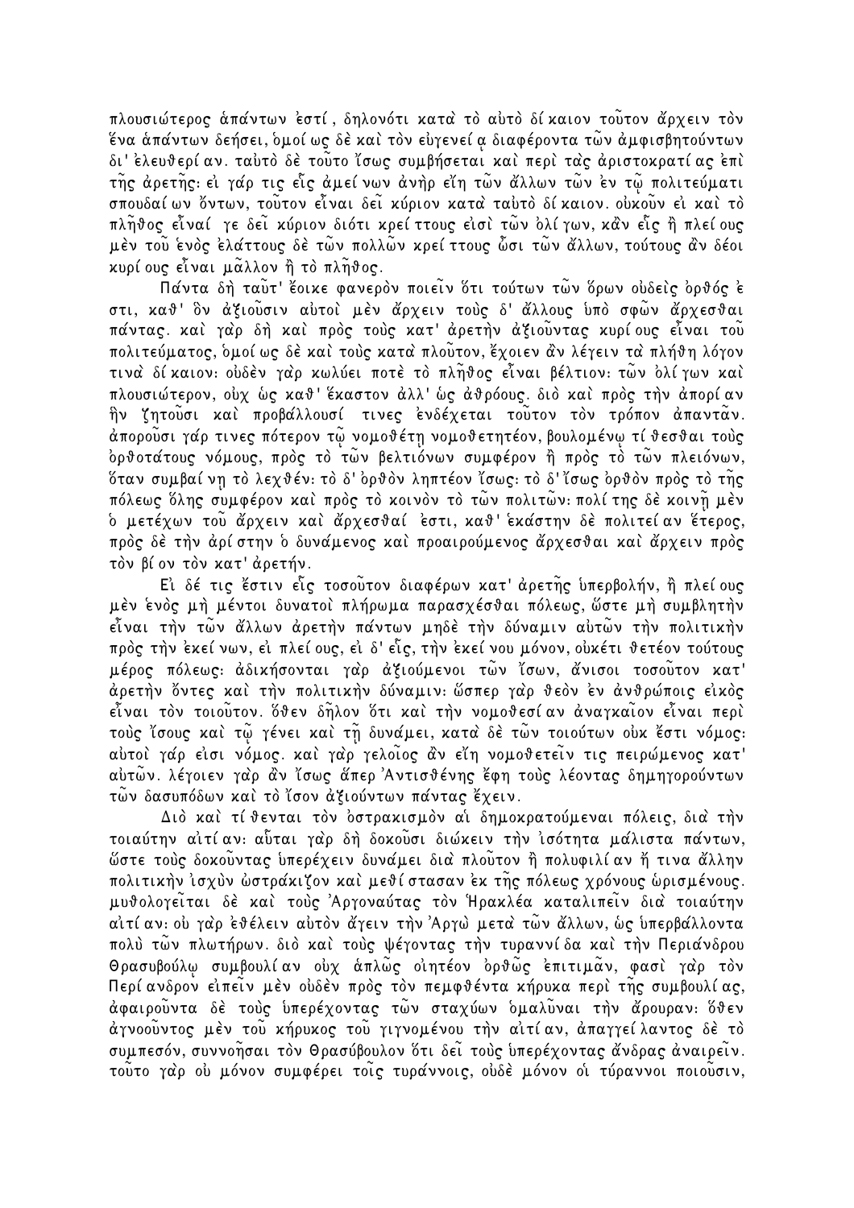πλουσιώτερος ἁπάντων ἐστί, δηλονότι κατὰ τὸ αὐτὸ δίκαιον τοῦτον ἄρχειν τὸν ἕνα ἁπάντων δεήσει, ὁμοίως δὲ καὶ τὸν εὐγενείᾳ διαφέροντα τῶν ἀμφισβητούντων δι' ἐλευθερίαν. ταὐτὸ δὲ τοῦτο ἴσως συμβήσεται καὶ περὶ τὰς ἀριστοκρατίας ἐπὶ τῆς ἀρετῆς: εἰ γάρ τις εἷς ἀμείνων ἀνὴρ εἴη τῶν ἄλλων τῶν ἐν τῷ πολιτεύματι σπουδαίων ὄντων, τοῦτον εἶναι δεῖ κύριον κατὰ ταὐτὸ δίκαιον. οὐκοῦν εἰ καὶ τὸ πλῆθος εἶναί γε δεῖ κύριον διότι κρείττους εἰσὶ τῶν ὀλίγων, κἂν εἷς ἢ πλείους μὲν τοῦ ἑνὸς ἐλάττους δὲ τῶν πολλῶν κρείττους ὦσι τῶν ἄλλων, τούτους ἂν δέοι κυρίους εἶναι μᾶλλον ἢ τὸ πλῆθος.

Πάντα δὴ ταῦτ' ἔοικε φανερὸν ποιεῖν ὅτι τούτων τῶν ὅρων οὐδεὶς ὀρθός ἐστι, καθ' ὃν ἀξιοῦσιν αὐτοὶ μὲν ἄρχειν τοὺς δ' ἄλλους ὑπὸ σφῶν ἄρχεσθαι πάντας. καὶ γὰρ δὴ καὶ πρὸς τοὺς κατ' ἀρετὴν ἀξιοῦντας κυρίους εἶναι τοῦ πολιτεύματος, ὁμοίως δὲ καὶ τοὺς κατὰ πλοῦτον, ἔχοιεν ἂν λέγειν τὰ πλήθη λόγον τινὰ δίκαιον: οὐδὲν γὰρ κωλύει ποτὲ τὸ πλῆθος εἶναι βέλτιον: τῶν ὀλίγων καὶ πλουσιώτερον, οὐχ ὡς καθ' ἕκαστον ἀλλ' ὡς ἀθρόους. διὸ καὶ πρὸς τὴν ἀπορίαν ἣν ζητοῦσι καὶ προβάλλουσί τινες ἐνδέχεται τοῦτον τὸν τρόπον ἀπαντᾶν. ἀποροῦσι γάρ τινες πότερον τῷ νομοθέτῃ νομοθετητέον, βουλομένῳ τίθεσθαι τοὺς ὀρθοτάτους νόμους, πρὸς τὸ τῶν βελτιόνων συμφέρον ἢ πρὸς τὸ τῶν πλειόνων, ὅταν συμβαίνῃ τὸ λεχθέν: τὸ δ' ὀρθὸν ληπτέον ἴσως: τὸ δ' ἴσως ὀρθὸν πρὸς τὸ τῆς πόλεως ὅλης συμφέρον καὶ πρὸς τὸ κοινὸν τὸ τῶν πολιτῶν: πολίτης δὲ κοινῇ μὲν ὁ μετέχων τοῦ ἄρχειν καὶ ἄρχεσθαί ἐστι, καθ' ἑκάστην δὲ πολιτείαν ἕτερος, πρὸς δὲ τὴν ἀρίστην ὁ δυνάμενος καὶ προαιρούμενος ἄρχεσθαι καὶ ἄρχειν πρὸς τὸν βίον τὸν κατ' ἀρετήν.

Εἰ δέ τις ἔστιν εἷς τοσοῦτον διαφέρων κατ' ἀρετῆς ὑπερβολήν, ἢ πλείους μὲν ἑνὸς μὴ μέντοι δυνατοὶ πλήρωμα παρασχέσθαι πόλεως, ὥστε μὴ συμβλητὴν εἶναι τὴν τῶν ἄλλων ἀρετὴν πάντων μηδὲ τὴν δύναμιν αὐτῶν τὴν πολιτικὴν πρὸς τὴν ἐκείνων, εἰ πλείους, εἰ δ' εἷς, τὴν ἐκείνου μόνον, οὐκέτι θετέον τούτους μέρος πόλεως: ἀδικήσονται γὰρ ἀξιούμενοι τῶν ἴσων, ἄνισοι τοσοῦτον κατ' ἀρετὴν ὄντες καὶ τὴν πολιτικὴν δύναμιν: ὥσπερ γὰρ θεὸν ἐν ἀνθρώποις εἰκὸς εἶναι τὸν τοιοῦτον. ὅθεν δῆλον ὅτι καὶ τὴν νομοθεσίαν ἀναγκαῖον εἶναι περὶ τοὺς ἴσους καὶ τῷ γένει καὶ τῇ δυνάμει, κατὰ δὲ τῶν τοιούτων οὐκ ἔστι νόμος: αὐτοὶ γάρ εἰσι νόμος. καὶ γὰρ γελοῖος ἂν εἴη νομοθετεῖν τις πειρώμενος κατ' αὐτῶν. λέγοιεν γὰρ ἂν ἴσως ἅπερ Ἀντισθένης ἔφη τοὺς λέοντας δημηγορούντων τῶν δασυπόδων καὶ τὸ ἴσον ἀξιούντων πάντας ἔχειν.

Διὸ καὶ τίθενται τὸν ὀστρακισμὸν αἱ δημοκρατούμεναι πόλεις, διὰ τὴν τοιαύτην αἰτίαν: αὗται γὰρ δὴ δοκοῦσι διώκειν τὴν ἰσότητα μάλιστα πάντων, ὥστε τοὺς δοκοῦντας ὑπερέχειν δυνάμει διὰ πλοῦτον ἢ πολυφιλίαν ἤ τινα ἄλλην πολιτικὴν ἰσχὺν ὠστράκιζον καὶ μεθίστασαν ἐκ τῆς πόλεως χρόνους ὡρισμένους. μυθολογεῖται δὲ καὶ τοὺς Ἀργοναύτας τὸν Ἡρακλέα καταλιπεῖν διὰ τοιαύτην αἰτίαν: οὐ γὰρ ἐθέλειν αὐτὸν ἄγειν τὴν Ἀργὼ μετὰ τῶν ἄλλων, ὡς ὑπερβάλλοντα πολὺ τῶν πλωτήρων. διὸ καὶ τοὺς ψέγοντας τὴν τυραννίδα καὶ τὴν Περιάνδρου Θρασυβούλῳ συμβουλίαν οὐχ ἁπλῶς οἰητέον ὀρθῶς ἐπιτιμᾶν, φασὶ γὰρ τὸν Περίανδρον εἰπεῖν μὲν οὐδὲν πρὸς τὸν πεμφθέντα κήρυκα περὶ τῆς συμβουλίας, ἀφαιροῦντα δὲ τοὺς ὑπερέχοντας τῶν σταχύων ὁμαλῦναι τὴν ἄρουραν: ὅθεν ἀγνοοῦντος μὲν τοῦ κήρυκος τοῦ γιγνομένου τὴν αἰτίαν, ἀπαγγείλαντος δὲ τὸ συμπεσόν, συννοῆσαι τὸν Θρασύβουλον ὅτι δεῖ τοὺς ὑπερέχοντας ἄνδρας ἀναιρεῖν. τοῦτο γὰρ οὐ μόνον συμφέρει τοῖς τυράννοις, οὐδὲ μόνον οἱ τύραννοι ποιοῦσιν,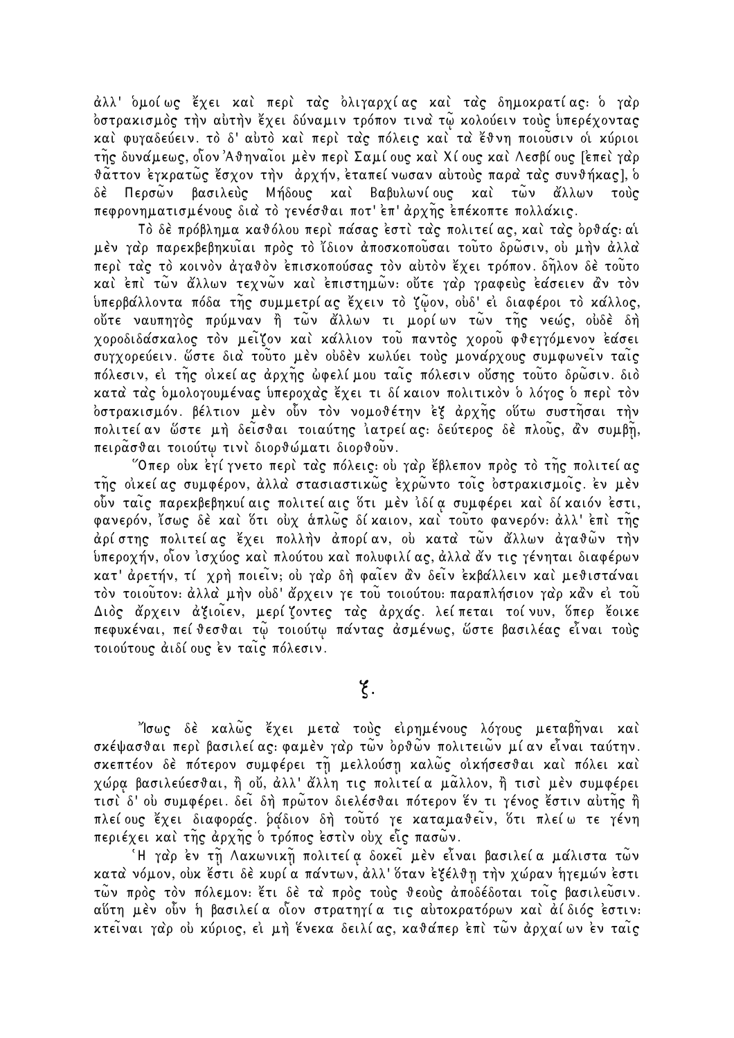ἀλλ' ὁμοίως ἔχει καὶ περὶ τὰς ὀλιγαρχίας καὶ τὰς δημοκρατίας· ὁ γὰρ ὀστρακισμὸς τὴν αὐτὴν ἔχει δύναμιν τρόπον τινὰ τῷ κολούειν τοὺς ὑπερέχοντας καὶ φυγαδεύειν. τὸ δ' αὐτὸ καὶ περὶ τὰς πόλεις καὶ τὰ ἔθνη ποιοῦσιν οἱ κύριοι τῆς δυνάμεως, οἷον Ἀθηναῖοι μὲν περὶ Σαμίους καὶ Χίους καὶ Λεσβίους [ἐπεὶ γὰρ θᾶττον ἐγκρατῶς ἔσχον τὴν ἀρχήν, ἐταπείνωσαν αὐτοὺς παρὰ τὰς συνθήκας], ὁ δὲ Περσῶν βασιλεὺς Μήδους καὶ Βαβυλωνίους καὶ τῶν ἄλλων τοὺς πεφρονηματισμένους διὰ τὸ γενέσθαι ποτ' ἐπ' ἀρχῆς ἐπέκοπτε πολλάκις.

Τὸ δὲ πρόβλημα καθόλου περὶ πάσας ἐστὶ τὰς πολιτείας, καὶ τὰς ὀρθάς· αἱ μὲν γὰρ παρεκβεβηκυῖαι πρὸς τὸ ἴδιον ἀποσκοποῦσαι τοῦτο δρῶσιν, οὐ μὴν ἀλλὰ περὶ τὰς τὸ κοινὸν ἀγαθὸν ἐπισκοπούσας τὸν αὐτὸν ἔχει τρόπον. δῆλον δὲ τοῦτο καὶ ἐπὶ τῶν ἄλλων τεχνῶν καὶ ἐπιστημῶν· οὔτε γὰρ γραφεὺς ἐάσειεν ἂν τὸν ὑπερβάλλοντα πόδα τῆς συμμετρίας ἔχειν τὸ ζῷον, οὐδ' εἰ διαφέροι τὸ κάλλος, οὔτε ναυπηγὸς πρύμναν ἢ τῶν ἄλλων τι μορίων τῶν τῆς νεώς, οὐδὲ δὴ χοροδιδάσκαλος τὸν μεῖζον καὶ κάλλιον τοῦ παντὸς χοροῦ φθεγγόμενον ἐάσει συγχορεύειν. ὥστε διὰ τοῦτο μὲν οὐδὲν κωλύει τοὺς μονάρχους συμφωνεῖν ταῖς πόλεσιν, εἰ τῆς οἰκείας ἀρχῆς ὠφελίμου ταῖς πόλεσιν οὔσης τοῦτο δρῶσιν. διὸ κατὰ τὰς ὁμολογουμένας ὑπεροχὰς ἔχει τι δίκαιον πολιτικὸν ὁ λόγος ὁ περὶ τὸν ὀστρακισμόν. βέλτιον μὲν οὖν τὸν νομοθέτην ἐξ ἀρχῆς οὕτω συστῆσαι τὴν πολιτείαν ὥστε μὴ δεῖσθαι τοιαύτης ἰατρείας· δεύτερος δὲ πλοῦς, ἂν συμβῇ, πειρᾶσθαι τοιούτῳ τινὶ διορθώματι διορθοῦν.

Ὅπερ οὐκ ἐγίγνετο περὶ τὰς πόλεις· οὐ γὰρ ἔβλεπον πρὸς τὸ τῆς πολιτείας τῆς οἰκείας συμφέρον, ἀλλὰ στασιαστικῶς ἐχρῶντο τοῖς ὀστρακισμοῖς. ἐν μὲν οὖν ταῖς παρεκβεβηκυίαις πολιτείαις ὅτι μὲν ἰδίᾳ συμφέρει καὶ δίκαιόν ἐστι, φανερόν, ἴσως δὲ καὶ ὅτι οὐχ ἁπλῶς δίκαιον, καὶ τοῦτο φανερόν· ἀλλ' ἐπὶ τῆς ἀρίστης πολιτείας ἔχει πολλὴν ἀπορίαν, οὐ κατὰ τῶν ἄλλων ἀγαθῶν τὴν ὑπεροχήν, οἷον ἰσχύος καὶ πλούτου καὶ πολυφιλίας, ἀλλὰ ἄν τις γένηται διαφέρων κατ' ἀρετήν, τί χρὴ ποιεῖν; οὐ γὰρ δὴ φαῖεν ἂν δεῖν ἐκβάλλειν καὶ μεθιστάναι τὸν τοιοῦτον· ἀλλὰ μὴν οὐδ' ἄρχειν γε τοῦ τοιούτου· παραπλήσιον γὰρ κἂν εἰ τοῦ Διὸς ἄρχειν ἀξιοῖεν, μερίζοντες τὰς ἀρχάς. λείπεται τοίνυν, ὅπερ ἔοικε πεφυκέναι, πείθεσθαι τῷ τοιούτῳ πάντας ἀσμένως, ὥστε βασιλέας εἶναι τοὺς τοιούτους ἀιδίους ἐν ταῖς πόλεσιν.

## ξ.

Ἴσως δὲ καλῶς ἔχει μετὰ τοὺς εἰρημένους λόγους μεταβῆναι καὶ σκέψασθαι περὶ βασιλείας· φαμὲν γὰρ τῶν ὀρθῶν πολιτειῶν μίαν εἶναι ταύτην. σκεπτέον δὲ πότερον συμφέρει τῇ μελλούσῃ καλῶς οἰκήσεσθαι καὶ πόλει καὶ χώρᾳ βασιλεύεσθαι, ἢ οὔ, ἀλλ' ἄλλη τις πολιτεία μᾶλλον, ἢ τισὶ μὲν συμφέρει τισὶ δ' οὐ συμφέρει. δεῖ δὴ πρῶτον διελέσθαι πότερον ἕν τι γένος ἔστιν αὐτῆς ἢ πλείους ἔχει διαφοράς. ῥᾴδιον δὴ τοῦτό γε καταμαθεῖν, ὅτι πλείω τε γένη περιέχει καὶ τῆς ἀρχῆς ὁ τρόπος ἐστὶν οὐχ εἷς πασῶν.

Ἡ γὰρ ἐν τῇ Λακωνικῇ πολιτείᾳ δοκεῖ μὲν εἶναι βασιλεία μάλιστα τῶν κατὰ νόμον, οὐκ ἔστι δὲ κυρία πάντων, ἀλλ' ὅταν ἐξέλθῃ τὴν χώραν ἡγεμών ἐστι τῶν πρὸς τὸν πόλεμον· ἔτι δὲ τὰ πρὸς τοὺς θεοὺς ἀποδέδοται τοῖς βασιλεῦσιν. αὕτη μὲν οὖν ἡ βασιλεία οἷον στρατηγία τις αὐτοκρατόρων καὶ ἀίδιός ἐστιν· κτεῖναι γὰρ οὐ κύριος, εἰ μὴ ἕνεκα δειλίας, καθάπερ ἐπὶ τῶν ἀρχαίων ἐν ταῖς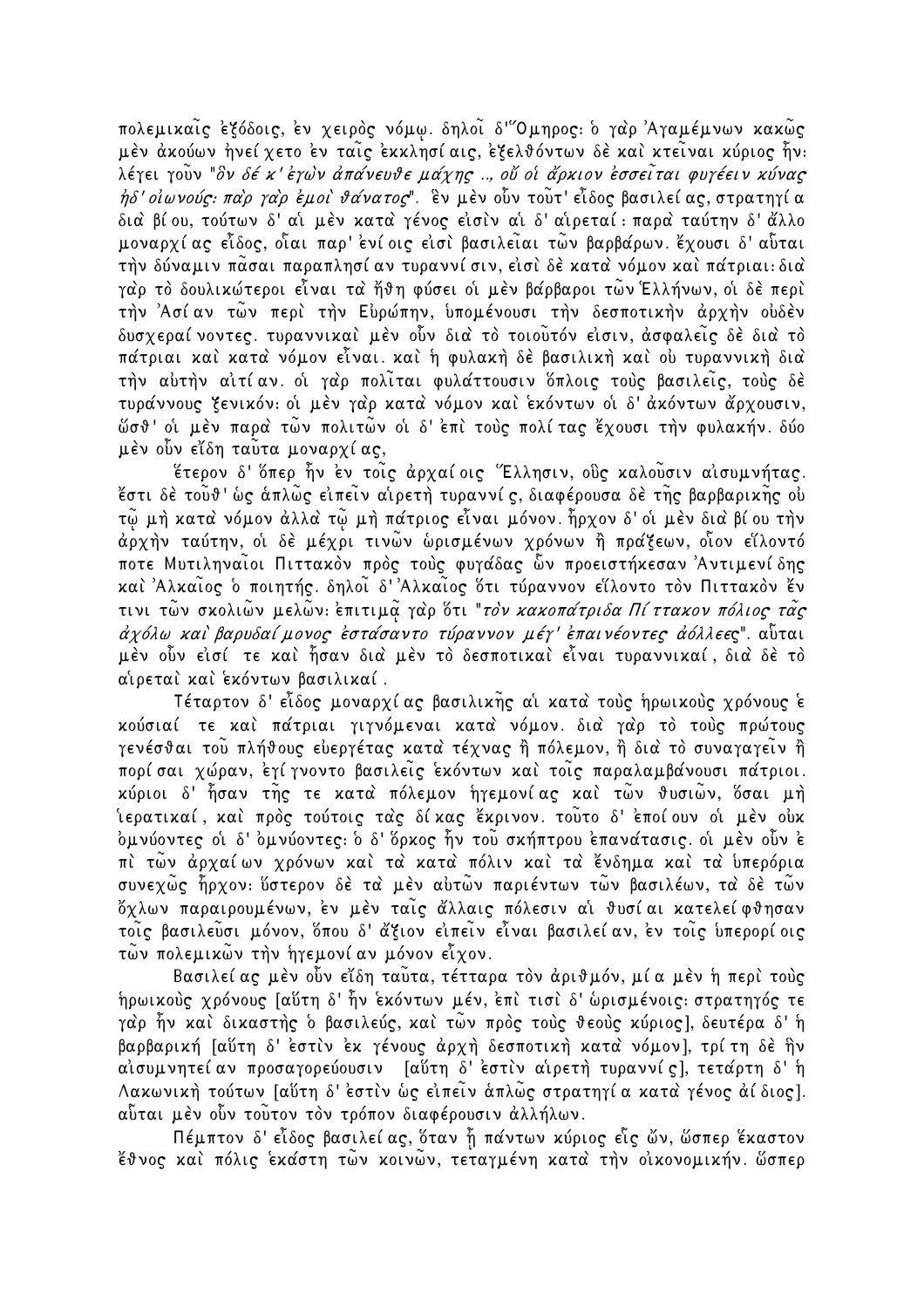πολεμικαῖς ἐξόδοις, ἐν χειρὸς νόμῳ. δηλοῖ δ' Ὅμηρος· ὁ γὰρ Ἀγαμέμνων κακῶς μὲν ἀκούων ἠνεί χετο ἐν ταῖς ἐκκλησί αις, ἐξελθόντων δὲ καὶ κτεῖναι κύριος ἦν· λέγει γοῦν "*ὃν δέ κ' ἐγὼν ἀπάνευθε μάχης .., οὔ οἱ ἄρκιον ἐσσεῖται φυγέειν κύνας ἠδ' οἰωνούς· πὰρ γὰρ ἐμοὶ θάνατος*". ἓν μὲν οὖν τοῦτ' εἶδος βασιλεί ας, στρατηγί α διὰ βί ου, τούτων δ' αἱ μὲν κατὰ γένος εἰσὶν αἱ δ' αἱρεταί : παρὰ ταύτην δ' ἄλλο μοναρχί ας εἶδος, οἷαι παρ' ἐνί οις εἰσὶ βασιλεῖαι τῶν βαρβάρων. ἔχουσι δ' αὗται τὴν δύναμιν πᾶσαι παραπλησί αν τυραννί σιν, εἰσὶ δὲ κατὰ νόμον καὶ πάτριαι· διὰ γὰρ τὸ δουλικώτεροι εἶναι τὰ ἤθη φύσει οἱ μὲν βάρβαροι τῶν Ἑλλήνων, οἱ δὲ περὶ τὴν Ἀσί αν τῶν περὶ τὴν Εὐρώπην, ὑπομένουσι τὴν δεσποτικὴν ἀρχὴν οὐδὲν δυσχεραί νοντες. τυραννικαὶ μὲν οὖν διὰ τὸ τοιοῦτόν εἰσιν, ἀσφαλεῖς δὲ διὰ τὸ πάτριαι καὶ κατὰ νόμον εἶναι. καὶ ἡ φυλακὴ δὲ βασιλικὴ καὶ οὐ τυραννικὴ διὰ τὴν αὐτὴν αἰτί αν. οἱ γὰρ πολῖται φυλάττουσιν ὅπλοις τοὺς βασιλεῖς, τοὺς δὲ τυράννους ξενικόν· οἱ μὲν γὰρ κατὰ νόμον καὶ ἑκόντων οἱ δ' ἀκόντων ἄρχουσιν, ὥσθ' οἱ μὲν παρὰ τῶν πολιτῶν οἱ δ' ἐπὶ τοὺς πολί τας ἔχουσι τὴν φυλακήν. δύο μὲν οὖν εἴδη ταῦτα μοναρχί ας,

ἕτερον δ' ὅπερ ἦν ἐν τοῖς ἀρχαί οις Ἕλλησιν, οὓς καλοῦσιν αἰσυμνήτας. ἔστι δὲ τοῦθ' ὡς ἁπλῶς εἰπεῖν αἱρετὴ τυραννί ς, διαφέρουσα δὲ τῆς βαρβαρικῆς οὐ τῷ μὴ κατὰ νόμον ἀλλὰ τῷ μὴ πάτριος εἶναι μόνον. ἦρχον δ' οἱ μὲν διὰ βί ου τὴν ἀρχὴν ταύτην, οἱ δὲ μέχρι τινῶν ὡρισμένων χρόνων ἢ πράξεων, οἷον εἵλοντό ποτε Μυτιληναῖοι Πιττακὸν πρὸς τοὺς φυγάδας ὧν προειστήκεσαν Ἀντιμενί δης καὶ Ἀλκαῖος ὁ ποιητής. δηλοῖ δ' Ἀλκαῖος ὅτι τύραννον εἵλοντο τὸν Πιττακὸν ἔν τινι τῶν σκολιῶν μελῶν· ἐπιτιμᾷ γὰρ ὅτι "*τὸν κακοπάτριδα Πί ττακον πόλιος τᾶς ἀχόλω καὶ βαρυδαί μονος ἐστάσαντο τύραννον μέγ' ἐπαινέοντες ἀόλλεες*". αὗται μὲν οὖν εἰσί τε καὶ ἦσαν διὰ μὲν τὸ δεσποτικαὶ εἶναι τυραννικαί , διὰ δὲ τὸ αἱρεταὶ καὶ ἑκόντων βασιλικαί .

Τέταρτον δ' εἶδος μοναρχί ας βασιλικῆς αἱ κατὰ τοὺς ἡρωικοὺς χρόνους ἑ κούσιαί τε καὶ πάτριαι γιγνόμεναι κατὰ νόμον. διὰ γὰρ τὸ τοὺς πρώτους γενέσθαι τοῦ πλήθους εὐεργέτας κατὰ τέχνας ἢ πόλεμον, ἢ διὰ τὸ συναγαγεῖν ἢ πορί σαι χώραν, ἐγί γνοντο βασιλεῖς ἑκόντων καὶ τοῖς παραλαμβάνουσι πάτριοι. κύριοι δ' ἦσαν τῆς τε κατὰ πόλεμον ἡγεμονί ας καὶ τῶν θυσιῶν, ὅσαι μὴ ἱερατικαί , καὶ πρὸς τούτοις τὰς δί κας ἔκρινον. τοῦτο δ' ἐποί ουν οἱ μὲν οὐκ ὀμνύοντες οἱ δ' ὀμνύοντες· ὁ δ' ὅρκος ἦν τοῦ σκήπτρου ἐπανάτασις. οἱ μὲν οὖν ἐ πὶ τῶν ἀρχαί ων χρόνων καὶ τὰ κατὰ πόλιν καὶ τὰ ἔνδημα καὶ τὰ ὑπερόρια συνεχῶς ἦρχον· ὕστερον δὲ τὰ μὲν αὐτῶν παριέντων τῶν βασιλέων, τὰ δὲ τῶν ὄχλων παραιρουμένων, ἐν μὲν ταῖς ἄλλαις πόλεσιν αἱ θυσί αι κατελεί φθησαν τοῖς βασιλεῦσι μόνον, ὅπου δ' ἄξιον εἰπεῖν εἶναι βασιλεί αν, ἐν τοῖς ὑπερορί οις τῶν πολεμικῶν τὴν ἡγεμονί αν μόνον εἶχον.

Βασιλεί ας μὲν οὖν εἴδη ταῦτα, τέτταρα τὸν ἀριθμόν, μί α μὲν ἡ περὶ τοὺς ἡρωικοὺς χρόνους [αὕτη δ' ἦν ἑκόντων μέν, ἐπὶ τισὶ δ' ὡρισμένοις· στρατηγός τε γὰρ ἦν καὶ δικαστὴς ὁ βασιλεύς, καὶ τῶν πρὸς τοὺς θεοὺς κύριος], δευτέρα δ' ἡ βαρβαρική [αὕτη δ' ἐστὶν ἐκ γένους ἀρχὴ δεσποτικὴ κατὰ νόμον], τρί τη δὲ ἣν αἰσυμνητεί αν προσαγορεύουσιν [αὕτη δ' ἐστὶν αἱρετὴ τυραννί ς], τετάρτη δ' ἡ Λακωνικὴ τούτων [αὕτη δ' ἐστὶν ὡς εἰπεῖν ἁπλῶς στρατηγί α κατὰ γένος ἀί διος]. αὗται μὲν οὖν τοῦτον τὸν τρόπον διαφέρουσιν ἀλλήλων.

Πέμπτον δ' εἶδος βασιλεί ας, ὅταν ᾖ πάντων κύριος εἷς ὤν, ὥσπερ ἕκαστον ἔθνος καὶ πόλις ἑκάστη τῶν κοινῶν, τεταγμένη κατὰ τὴν οἰκονομικήν. ὥσπερ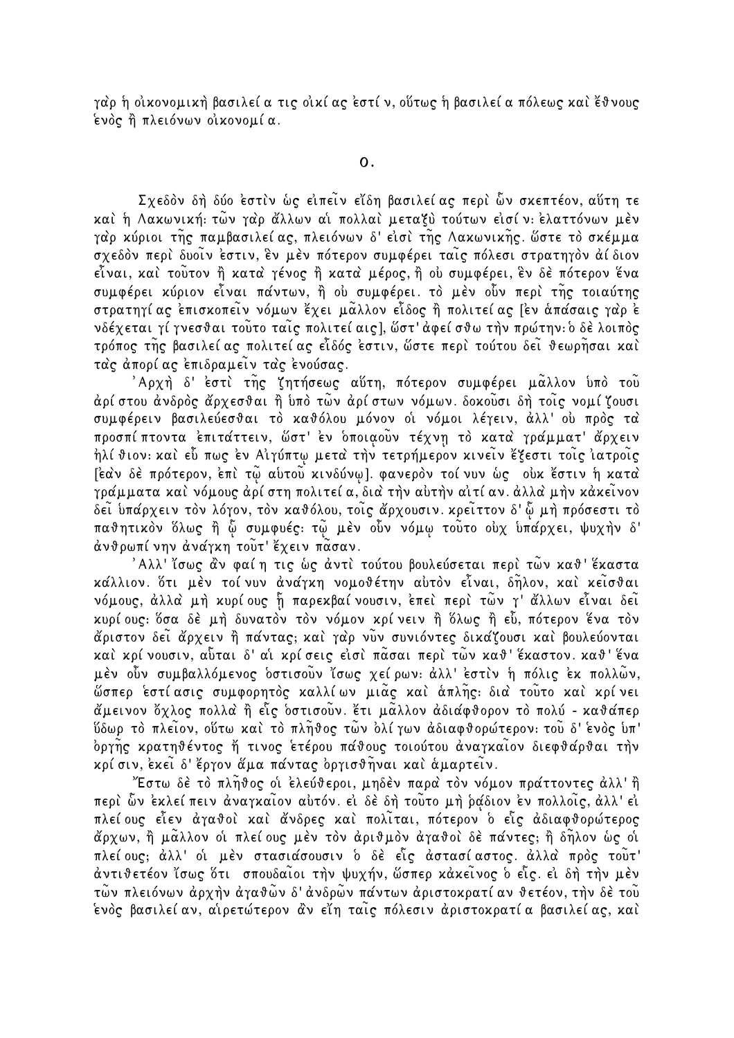γὰρ ἡ οἰκονομικὴ βασιλεία τις οἰκίας ἐστίν, οὕτως ἡ βασιλεία πόλεως καὶ ἔθνους ἑνὸς ἢ πλειόνων οἰκονομία.

## ο.

Σχεδὸν δὴ δύο ἐστὶν ὡς εἰπεῖν εἴδη βασιλείας περὶ ὧν σκεπτέον, αὕτη τε καὶ ἡ Λακωνική· τῶν γὰρ ἄλλων αἱ πολλαὶ μεταξὺ τούτων εἰσίν: ἐλαττόνων μὲν γὰρ κύριοι τῆς παμβασιλείας, πλειόνων δ' εἰσὶ τῆς Λακωνικῆς. ὥστε τὸ σκέμμα σχεδὸν περὶ δυοῖν ἐστιν, ἓν μὲν πότερον συμφέρει ταῖς πόλεσι στρατηγὸν ἀίδιον εἶναι, καὶ τοῦτον ἢ κατὰ γένος ἢ κατὰ μέρος, ἢ οὐ συμφέρει, ἓν δὲ πότερον ἕνα συμφέρει κύριον εἶναι πάντων, ἢ οὐ συμφέρει. τὸ μὲν οὖν περὶ τῆς τοιαύτης στρατηγίας ἐπισκοπεῖν νόμων ἔχει μᾶλλον εἶδος ἢ πολιτείας [ἐν ἁπάσαις γὰρ ἐνδέχεται γίγνεσθαι τοῦτο ταῖς πολιτείαις], ὥστ' ἀφείσθω τὴν πρώτην: ὁ δὲ λοιπὸς τρόπος τῆς βασιλείας πολιτείας εἶδός ἐστιν, ὥστε περὶ τούτου δεῖ θεωρῆσαι καὶ τὰς ἀπορίας ἐπιδραμεῖν τὰς ἐνούσας.

Ἀρχὴ δ' ἐστὶ τῆς ζητήσεως αὕτη, πότερον συμφέρει μᾶλλον ὑπὸ τοῦ ἀρίστου ἀνδρὸς ἄρχεσθαι ἢ ὑπὸ τῶν ἀρίστων νόμων. δοκοῦσι δὴ τοῖς νομίζουσι συμφέρειν βασιλεύεσθαι τὸ καθόλου μόνον οἱ νόμοι λέγειν, ἀλλ' οὐ πρὸς τὰ προσπίπτοντα ἐπιτάττειν, ὥστ' ἐν ὁποιαοῦν τέχνῃ τὸ κατὰ γράμματ' ἄρχειν ἠλίθιον: καὶ εὖ πως ἐν Αἰγύπτῳ μετὰ τὴν τετρήμερον κινεῖν ἔξεστι τοῖς ἰατροῖς [ἐὰν δὲ πρότερον, ἐπὶ τῷ αὐτοῦ κινδύνῳ]. φανερὸν τοίνυν ὡς οὐκ ἔστιν ἡ κατὰ γράμματα καὶ νόμους ἀρίστη πολιτεία, διὰ τὴν αὐτὴν αἰτίαν. ἀλλὰ μὴν κἀκεῖνον δεῖ ὑπάρχειν τὸν λόγον, τὸν καθόλου, τοῖς ἄρχουσιν. κρεῖττον δ' ᾧ μὴ πρόσεστι τὸ παθητικὸν ὅλως ἢ ᾧ συμφυές: τῷ μὲν οὖν νόμῳ τοῦτο οὐχ ὑπάρχει, ψυχὴν δ' ἀνθρωπίνην ἀνάγκη τοῦτ' ἔχειν πᾶσαν.

Ἀλλ' ἴσως ἂν φαίη τις ὡς ἀντὶ τούτου βουλεύσεται περὶ τῶν καθ' ἕκαστα κάλλιον. ὅτι μὲν τοίνυν ἀνάγκη νομοθέτην αὐτὸν εἶναι, δῆλον, καὶ κεῖσθαι νόμους, ἀλλὰ μὴ κυρίους ᾗ παρεκβαίνουσιν, ἐπεὶ περὶ τῶν γ' ἄλλων εἶναι δεῖ κυρίους: ὅσα δὲ μὴ δυνατὸν τὸν νόμον κρίνειν ἢ ὅλως ἢ εὖ, πότερον ἕνα τὸν ἄριστον δεῖ ἄρχειν ἢ πάντας; καὶ γὰρ νῦν συνιόντες δικάζουσι καὶ βουλεύονται καὶ κρίνουσιν, αὗται δ' αἱ κρίσεις εἰσὶ πᾶσαι περὶ τῶν καθ' ἕκαστον. καθ' ἕνα μὲν οὖν συμβαλλόμενος ὁστισοῦν ἴσως χείρων: ἀλλ' ἐστὶν ἡ πόλις ἐκ πολλῶν, ὥσπερ ἑστίασις συμφορητὸς καλλίων μιᾶς καὶ ἁπλῆς: διὰ τοῦτο καὶ κρίνει ἄμεινον ὄχλος πολλὰ ἢ εἷς ὁστισοῦν. ἔτι μᾶλλον ἀδιάφθορον τὸ πολύ - καθάπερ ὕδωρ τὸ πλεῖον, οὕτω καὶ τὸ πλῆθος τῶν ὀλίγων ἀδιαφθορώτερον: τοῦ δ' ἑνὸς ὑπ' ὀργῆς κρατηθέντος ἤ τινος ἑτέρου πάθους τοιούτου ἀναγκαῖον διεφθάρθαι τὴν κρίσιν, ἐκεῖ δ' ἔργον ἅμα πάντας ὀργισθῆναι καὶ ἁμαρτεῖν.

Ἔστω δὲ τὸ πλῆθος οἱ ἐλεύθεροι, μηδὲν παρὰ τὸν νόμον πράττοντες ἀλλ' ἢ περὶ ὧν ἐκλείπειν ἀναγκαῖον αὐτόν. εἰ δὲ δὴ τοῦτο μὴ ῥᾴδιον ἐν πολλοῖς, ἀλλ' εἰ πλείους εἶεν ἀγαθοὶ καὶ ἄνδρες καὶ πολῖται, πότερον ὁ εἷς ἀδιαφθορώτερος ἄρχων, ἢ μᾶλλον οἱ πλείους μὲν τὸν ἀριθμὸν ἀγαθοὶ δὲ πάντες; ἢ δῆλον ὡς οἱ πλείους; ἀλλ' οἱ μὲν στασιάσουσιν ὁ δὲ εἷς ἀστασίαστος. ἀλλὰ πρὸς τοῦτ' ἀντιθετέον ἴσως ὅτι σπουδαῖοι τὴν ψυχήν, ὥσπερ κἀκεῖνος ὁ εἷς. εἰ δὴ τὴν μὲν τῶν πλειόνων ἀρχὴν ἀγαθῶν δ' ἀνδρῶν πάντων ἀριστοκρατίαν θετέον, τὴν δὲ τοῦ ἑνὸς βασιλείαν, αἱρετώτερον ἂν εἴη ταῖς πόλεσιν ἀριστοκρατία βασιλείας, καὶ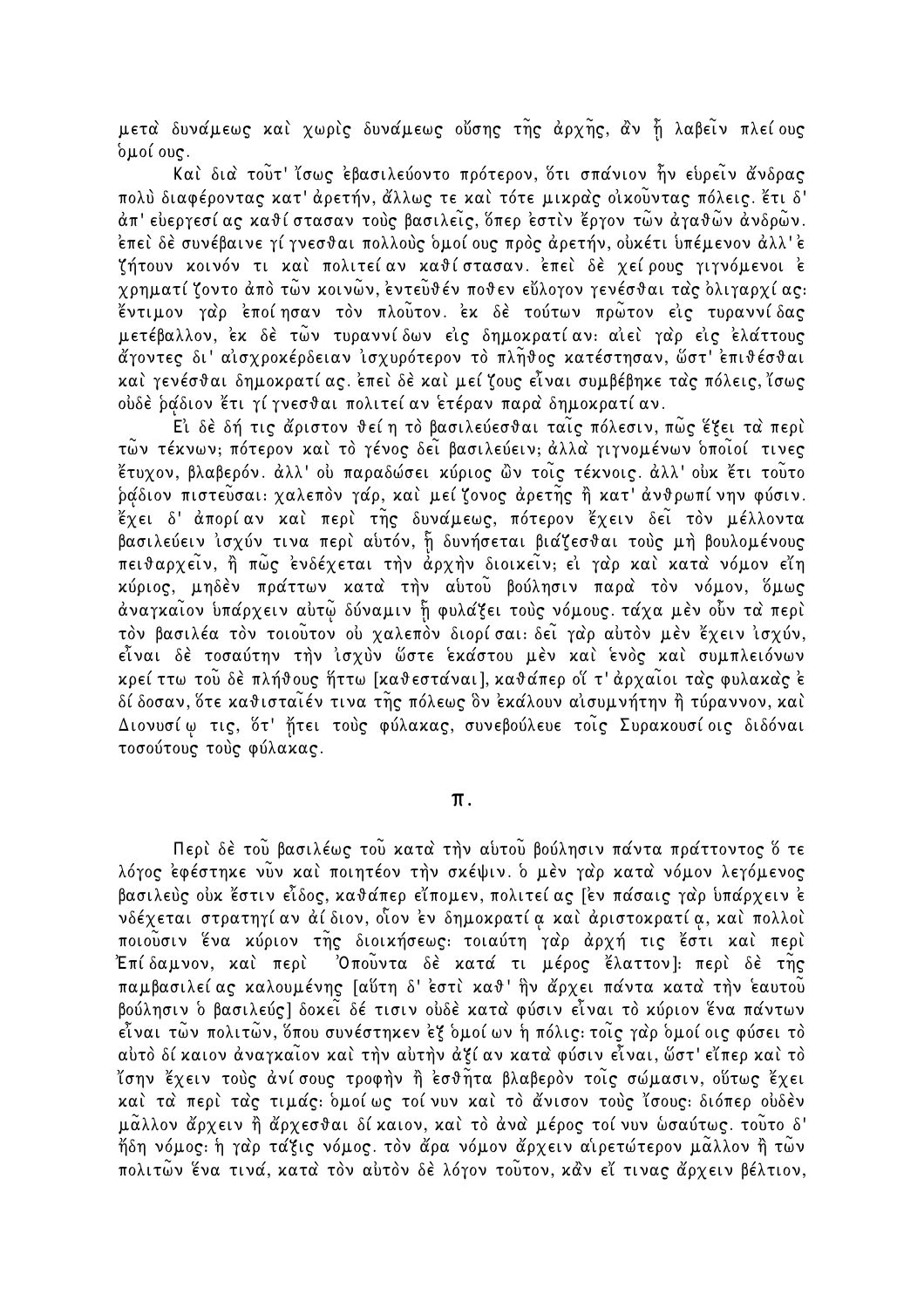μετὰ δυνάμεως καὶ χωρὶς δυνάμεως οὔσης τῆς ἀρχῆς, ἂν ᾖ λαβεῖν πλείους ὁμοίους.

Καὶ διὰ τοῦτ' ἴσως ἐβασιλεύοντο πρότερον, ὅτι σπάνιον ἦν εὑρεῖν ἄνδρας πολὺ διαφέροντας κατ' ἀρετήν, ἄλλως τε καὶ τότε μικρὰς οἰκοῦντας πόλεις. ἔτι δ' ἀπ' εὐεργεσίας καθίστασαν τοὺς βασιλεῖς, ὅπερ ἐστὶν ἔργον τῶν ἀγαθῶν ἀνδρῶν. ἐπεὶ δὲ συνέβαινε γίγνεσθαι πολλοὺς ὁμοίους πρὸς ἀρετήν, οὐκέτι ὑπέμενον ἀλλ' ἐζήτουν κοινόν τι καὶ πολιτείαν καθίστασαν. ἐπεὶ δὲ χείρους γιγνόμενοι ἐχρηματίζοντο ἀπὸ τῶν κοινῶν, ἐντεῦθέν ποθεν εὔλογον γενέσθαι τὰς ὀλιγαρχίας: ἔντιμον γὰρ ἐποίησαν τὸν πλοῦτον. ἐκ δὲ τούτων πρῶτον εἰς τυραννίδας μετέβαλλον, ἐκ δὲ τῶν τυραννίδων εἰς δημοκρατίαν: αἰεὶ γὰρ εἰς ἐλάττους ἄγοντες δι' αἰσχροκέρδειαν ἰσχυρότερον τὸ πλῆθος κατέστησαν, ὥστ' ἐπιθέσθαι καὶ γενέσθαι δημοκρατίας. ἐπεὶ δὲ καὶ μείζους εἶναι συμβέβηκε τὰς πόλεις, ἴσως οὐδὲ ῥᾴδιον ἔτι γίγνεσθαι πολιτείαν ἑτέραν παρὰ δημοκρατίαν.

Εἰ δὲ δή τις ἄριστον θείη τὸ βασιλεύεσθαι ταῖς πόλεσιν, πῶς ἕξει τὰ περὶ τῶν τέκνων; πότερον καὶ τὸ γένος δεῖ βασιλεύειν; ἀλλὰ γιγνομένων ὁποῖοί τινες ἔτυχον, βλαβερόν. ἀλλ' οὐ παραδώσει κύριος ὢν τοῖς τέκνοις. ἀλλ' οὐκ ἔτι τοῦτο ῥᾴδιον πιστεῦσαι: χαλεπὸν γάρ, καὶ μείζονος ἀρετῆς ἢ κατ' ἀνθρωπίνην φύσιν. ἔχει δ' ἀπορίαν καὶ περὶ τῆς δυνάμεως, πότερον ἔχειν δεῖ τὸν μέλλοντα βασιλεύειν ἰσχύν τινα περὶ αὑτόν, ᾗ δυνήσεται βιάζεσθαι τοὺς μὴ βουλομένους πειθαρχεῖν, ἢ πῶς ἐνδέχεται τὴν ἀρχὴν διοικεῖν; εἰ γὰρ καὶ κατὰ νόμον εἴη κύριος, μηδὲν πράττων κατὰ τὴν αὑτοῦ βούλησιν παρὰ τὸν νόμον, ὅμως ἀναγκαῖον ὑπάρχειν αὐτῷ δύναμιν ᾗ φυλάξει τοὺς νόμους. τάχα μὲν οὖν τὰ περὶ τὸν βασιλέα τὸν τοιοῦτον οὐ χαλεπὸν διορίσαι: δεῖ γὰρ αὐτὸν μὲν ἔχειν ἰσχύν, εἶναι δὲ τοσαύτην τὴν ἰσχὺν ὥστε ἑκάστου μὲν καὶ ἑνὸς καὶ συμπλειόνων κρείττω τοῦ δὲ πλήθους ἥττω [καθεστάναι], καθάπερ οἵ τ' ἀρχαῖοι τὰς φυλακὰς ἐδίδοσαν, ὅτε καθισταῖέν τινα τῆς πόλεως ὃν ἐκάλουν αἰσυμνήτην ἢ τύραννον, καὶ Διονυσίῳ τις, ὅτ' ᾔτει τοὺς φύλακας, συνεβούλευε τοῖς Συρακουσίοις διδόναι τοσούτους τοὺς φύλακας.

## π.

Περὶ δὲ τοῦ βασιλέως τοῦ κατὰ τὴν αὑτοῦ βούλησιν πάντα πράττοντος ὅ τε λόγος ἐφέστηκε νῦν καὶ ποιητέον τὴν σκέψιν. ὁ μὲν γὰρ κατὰ νόμον λεγόμενος βασιλεὺς οὐκ ἔστιν εἶδος, καθάπερ εἴπομεν, πολιτείας [ἐν πάσαις γὰρ ὑπάρχειν ἐνδέχεται στρατηγίαν ἀίδιον, οἷον ἐν δημοκρατίᾳ καὶ ἀριστοκρατίᾳ, καὶ πολλοὶ ποιοῦσιν ἕνα κύριον τῆς διοικήσεως: τοιαύτη γὰρ ἀρχή τις ἔστι καὶ περὶ Ἐπίδαμνον, καὶ περὶ Ὀποῦντα δὲ κατά τι μέρος ἔλαττον]: περὶ δὲ τῆς παμβασιλείας καλουμένης [αὕτη δ' ἐστὶ καθ' ἣν ἄρχει πάντα κατὰ τὴν ἑαυτοῦ βούλησιν ὁ βασιλεύς] δοκεῖ δέ τισιν οὐδὲ κατὰ φύσιν εἶναι τὸ κύριον ἕνα πάντων εἶναι τῶν πολιτῶν, ὅπου συνέστηκεν ἐξ ὁμοίων ἡ πόλις: τοῖς γὰρ ὁμοίοις φύσει τὸ αὐτὸ δίκαιον ἀναγκαῖον καὶ τὴν αὐτὴν ἀξίαν κατὰ φύσιν εἶναι, ὥστ' εἴπερ καὶ τὸ ἴσην ἔχειν τοὺς ἀνίσους τροφὴν ἢ ἐσθῆτα βλαβερὸν τοῖς σώμασιν, οὕτως ἔχει καὶ τὰ περὶ τὰς τιμάς: ὁμοίως τοίνυν καὶ τὸ ἄνισον τοὺς ἴσους: διόπερ οὐδὲν μᾶλλον ἄρχειν ἢ ἄρχεσθαι δίκαιον, καὶ τὸ ἀνὰ μέρος τοίνυν ὡσαύτως. τοῦτο δ' ἤδη νόμος: ἡ γὰρ τάξις νόμος. τὸν ἄρα νόμον ἄρχειν αἱρετώτερον μᾶλλον ἢ τῶν πολιτῶν ἕνα τινά, κατὰ τὸν αὐτὸν δὲ λόγον τοῦτον, κἂν εἴ τινας ἄρχειν βέλτιον,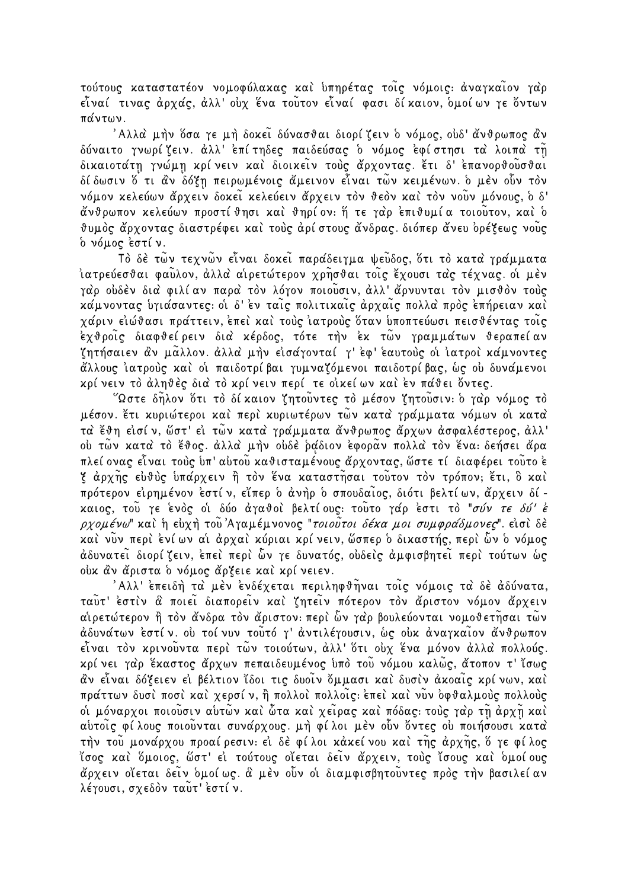τούτους καταστατέον νομοφύλακας καὶ ὑπηρέτας τοῖς νόμοις· ἀναγκαῖον γὰρ εἶναί τινας ἀρχάς, ἀλλ' οὐχ ἕνα τοῦτον εἶναί φασι δίκαιον, ὁμοίων γε ὄντων πάντων.

Ἀλλὰ μὴν ὅσα γε μὴ δοκεῖ δύνασθαι διορίζειν ὁ νόμος, οὐδ' ἄνθρωπος ἂν δύναιτο γνωρίζειν. ἀλλ' ἐπίτηδες παιδεύσας ὁ νόμος ἐφίστησι τὰ λοιπὰ τῇ δικαιοτάτῃ γνώμῃ κρίνειν καὶ διοικεῖν τοὺς ἄρχοντας. ἔτι δ' ἐπανορθοῦσθαι δίδωσιν ὅ τι ἂν δόξῃ πειρωμένοις ἄμεινον εἶναι τῶν κειμένων. ὁ μὲν οὖν τὸν νόμον κελεύων ἄρχειν δοκεῖ κελεύειν ἄρχειν τὸν θεὸν καὶ τὸν νοῦν μόνους, ὁ δ' ἄνθρωπον κελεύων προστίθησι καὶ θηρίον· ἥ τε γὰρ ἐπιθυμία τοιοῦτον, καὶ ὁ θυμὸς ἄρχοντας διαστρέφει καὶ τοὺς ἀρίστους ἄνδρας. διόπερ ἄνευ ὀρέξεως νοῦς ὁ νόμος ἐστίν.

Τὸ δὲ τῶν τεχνῶν εἶναι δοκεῖ παράδειγμα ψεῦδος, ὅτι τὸ κατὰ γράμματα ἰατρεύεσθαι φαῦλον, ἀλλὰ αἱρετώτερον χρῆσθαι τοῖς ἔχουσι τὰς τέχνας. οἱ μὲν γὰρ οὐδὲν διὰ φιλίαν παρὰ τὸν λόγον ποιοῦσιν, ἀλλ' ἄρνυνται τὸν μισθὸν τοὺς κάμνοντας ὑγιάσαντες· οἱ δ' ἐν ταῖς πολιτικαῖς ἀρχαῖς πολλὰ πρὸς ἐπήρειαν καὶ χάριν εἰώθασι πράττειν, ἐπεὶ καὶ τοὺς ἰατροὺς ὅταν ὑποπτεύωσι πεισθέντας τοῖς ἐχθροῖς διαφθείρειν διὰ κέρδος, τότε τὴν ἐκ τῶν γραμμάτων θεραπείαν ζητήσαιεν ἂν μᾶλλον. ἀλλὰ μὴν εἰσάγονταί γ' ἐφ' ἑαυτοὺς οἱ ἰατροὶ κάμνοντες ἄλλους ἰατροὺς καὶ οἱ παιδοτρίβαι γυμναζόμενοι παιδοτρίβας, ὡς οὐ δυνάμενοι κρίνειν τὸ ἀληθὲς διὰ τὸ κρίνειν περί τε οἰκείων καὶ ἐν πάθει ὄντες.

Ὥστε δῆλον ὅτι τὸ δίκαιον ζητοῦντες τὸ μέσον ζητοῦσιν· ὁ γὰρ νόμος τὸ μέσον. ἔτι κυριώτεροι καὶ περὶ κυριωτέρων τῶν κατὰ γράμματα νόμων οἱ κατὰ τὰ ἔθη εἰσίν, ὥστ' εἰ τῶν κατὰ γράμματα ἄνθρωπος ἄρχων ἀσφαλέστερος, ἀλλ' οὐ τῶν κατὰ τὸ ἔθος. ἀλλὰ μὴν οὐδὲ ῥᾴδιον ἐφορᾶν πολλὰ τὸν ἕνα· δεήσει ἄρα πλείονας εἶναι τοὺς ὑπ' αὐτοῦ καθισταμένους ἄρχοντας, ὥστε τί διαφέρει τοῦτο ἐξ ἀρχῆς εὐθὺς ὑπάρχειν ἢ τὸν ἕνα καταστῆσαι τοῦτον τὸν τρόπον; ἔτι, ὃ καὶ πρότερον εἰρημένον ἐστίν, εἴπερ ὁ ἀνὴρ ὁ σπουδαῖος, διότι βελτίων, ἄρχειν δίκαιος, τοῦ γε ἑνὸς οἱ δύο ἀγαθοὶ βελτίους· τοῦτο γάρ ἐστι τὸ "*σύν τε δύ' ἐρχομένω*" καὶ ἡ εὐχὴ τοῦ Ἀγαμέμνονος "*τοιοῦτοι δέκα μοι συμφράδμονες*". εἰσὶ δὲ καὶ νῦν περὶ ἐνίων αἱ ἀρχαὶ κύριαι κρίνειν, ὥσπερ ὁ δικαστής, περὶ ὧν ὁ νόμος ἀδυνατεῖ διορίζειν, ἐπεὶ περὶ ὧν γε δυνατός, οὐδεὶς ἀμφισβητεῖ περὶ τούτων ὡς οὐκ ἂν ἄριστα ὁ νόμος ἄρξειε καὶ κρίνειεν.

Ἀλλ' ἐπειδὴ τὰ μὲν ἐνδέχεται περιληφθῆναι τοῖς νόμοις τὰ δὲ ἀδύνατα, ταῦτ' ἐστὶν ἃ ποιεῖ διαπορεῖν καὶ ζητεῖν πότερον τὸν ἄριστον νόμον ἄρχειν αἱρετώτερον ἢ τὸν ἄνδρα τὸν ἄριστον· περὶ ὧν γὰρ βουλεύονται νομοθετῆσαι τῶν ἀδυνάτων ἐστίν. οὐ τοίνυν τοῦτό γ' ἀντιλέγουσιν, ὡς οὐκ ἀναγκαῖον ἄνθρωπον εἶναι τὸν κρινοῦντα περὶ τῶν τοιούτων, ἀλλ' ὅτι οὐχ ἕνα μόνον ἀλλὰ πολλούς. κρίνει γὰρ ἕκαστος ἄρχων πεπαιδευμένος ὑπὸ τοῦ νόμου καλῶς, ἄτοπον τ' ἴσως ἂν εἶναι δόξειεν εἰ βέλτιον ἴδοι τις δυοῖν ὄμμασι καὶ δυσὶν ἀκοαῖς κρίνων, καὶ πράττων δυσὶ ποσὶ καὶ χερσίν, ἢ πολλοὶ πολλοῖς· ἐπεὶ καὶ νῦν ὀφθαλμοὺς πολλοὺς οἱ μόναρχοι ποιοῦσιν αὑτῶν καὶ ὦτα καὶ χεῖρας καὶ πόδας· τοὺς γὰρ τῇ ἀρχῇ καὶ αὑτοῖς φίλους ποιοῦνται συνάρχους. μὴ φίλοι μὲν οὖν ὄντες οὐ ποιήσουσι κατὰ τὴν τοῦ μονάρχου προαίρεσιν· εἰ δὲ φίλοι κἀκείνου καὶ τῆς ἀρχῆς, ὅ γε φίλος ἴσος καὶ ὅμοιος, ὥστ' εἰ τούτους οἴεται δεῖν ἄρχειν, τοὺς ἴσους καὶ ὁμοίους ἄρχειν οἴεται δεῖν ὁμοίως. ἃ μὲν οὖν οἱ διαμφισβητοῦντες πρὸς τὴν βασιλείαν λέγουσι, σχεδὸν ταῦτ' ἐστίν.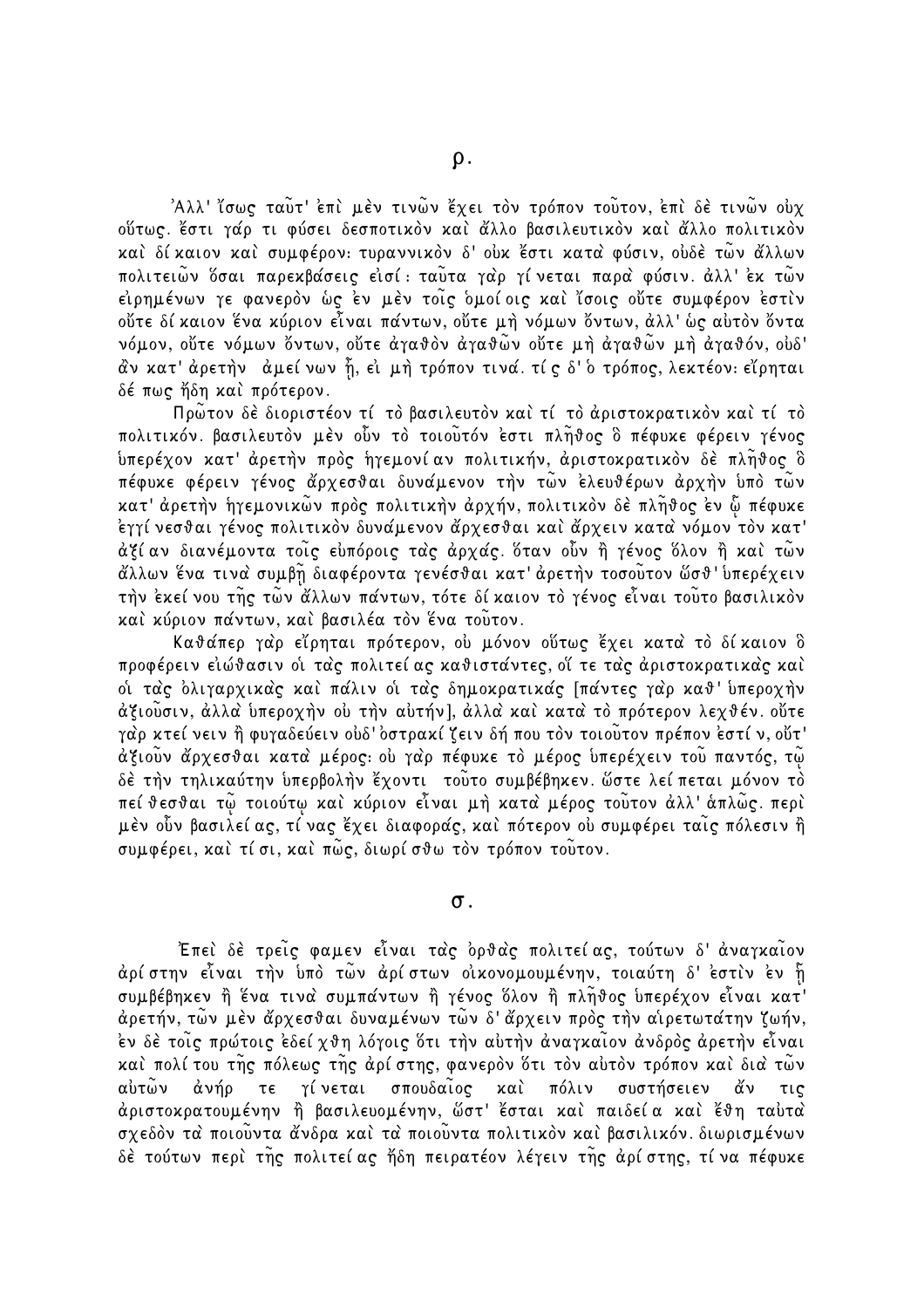## ρ.

Ἀλλ' ἴσως ταῦτ' ἐπὶ μὲν τινῶν ἔχει τὸν τρόπον τοῦτον, ἐπὶ δὲ τινῶν οὐχ οὕτως. ἔστι γάρ τι φύσει δεσποτικὸν καὶ ἄλλο βασιλευτικὸν καὶ ἄλλο πολιτικὸν καὶ δίκαιον καὶ συμφέρον· τυραννικὸν δ' οὐκ ἔστι κατὰ φύσιν, οὐδὲ τῶν ἄλλων πολιτειῶν ὅσαι παρεκβάσεις εἰσί: ταῦτα γὰρ γίνεται παρὰ φύσιν. ἀλλ' ἐκ τῶν εἰρημένων γε φανερὸν ὡς ἐν μὲν τοῖς ὁμοίοις καὶ ἴσοις οὔτε συμφέρον ἐστὶν οὔτε δίκαιον ἕνα κύριον εἶναι πάντων, οὔτε μὴ νόμων ὄντων, ἀλλ' ὡς αὐτὸν ὄντα νόμον, οὔτε νόμων ὄντων, οὔτε ἀγαθὸν ἀγαθῶν οὔτε μὴ ἀγαθῶν μὴ ἀγαθόν, οὐδ' ἂν κατ' ἀρετὴν ἀμείνων ᾖ, εἰ μὴ τρόπον τινά. τίς δ' ὁ τρόπος, λεκτέον· εἴρηται δέ πως ἤδη καὶ πρότερον.

Πρῶτον δὲ διοριστέον τί τὸ βασιλευτὸν καὶ τί τὸ ἀριστοκρατικὸν καὶ τί τὸ πολιτικόν. βασιλευτὸν μὲν οὖν τὸ τοιοῦτόν ἐστι πλῆθος ὃ πέφυκε φέρειν γένος ὑπερέχον κατ' ἀρετὴν πρὸς ἡγεμονίαν πολιτικήν, ἀριστοκρατικὸν δὲ πλῆθος ὃ πέφυκε φέρειν γένος ἄρχεσθαι δυνάμενον τὴν τῶν ἐλευθέρων ἀρχὴν ὑπὸ τῶν κατ' ἀρετὴν ἡγεμονικῶν πρὸς πολιτικὴν ἀρχήν, πολιτικὸν δὲ πλῆθος ἐν ᾧ πέφυκε ἐγγίνεσθαι γένος πολιτικὸν δυνάμενον ἄρχεσθαι καὶ ἄρχειν κατὰ νόμον τὸν κατ' ἀξίαν διανέμοντα τοῖς εὐπόροις τὰς ἀρχάς. ὅταν οὖν ἢ γένος ὅλον ἢ καὶ τῶν ἄλλων ἕνα τινὰ συμβῇ διαφέροντα γενέσθαι κατ' ἀρετὴν τοσοῦτον ὥσθ' ὑπερέχειν τὴν ἐκείνου τῆς τῶν ἄλλων πάντων, τότε δίκαιον τὸ γένος εἶναι τοῦτο βασιλικὸν καὶ κύριον πάντων, καὶ βασιλέα τὸν ἕνα τοῦτον.

Καθάπερ γὰρ εἴρηται πρότερον, οὐ μόνον οὕτως ἔχει κατὰ τὸ δίκαιον ὃ προφέρειν εἰώθασιν οἱ τὰς πολιτείας καθιστάντες, οἵ τε τὰς ἀριστοκρατικὰς καὶ οἱ τὰς ὀλιγαρχικὰς καὶ πάλιν οἱ τὰς δημοκρατικάς [πάντες γὰρ καθ' ὑπεροχὴν ἀξιοῦσιν, ἀλλὰ ὑπεροχὴν οὐ τὴν αὐτήν], ἀλλὰ καὶ κατὰ τὸ πρότερον λεχθέν. οὔτε γὰρ κτείνειν ἢ φυγαδεύειν οὐδ' ὀστρακίζειν δή που τὸν τοιοῦτον πρέπον ἐστίν, οὔτ' ἀξιοῦν ἄρχεσθαι κατὰ μέρος· οὐ γὰρ πέφυκε τὸ μέρος ὑπερέχειν τοῦ παντός, τῷ δὲ τὴν τηλικαύτην ὑπερβολὴν ἔχοντι τοῦτο συμβέβηκεν. ὥστε λείπεται μόνον τὸ πείθεσθαι τῷ τοιούτῳ καὶ κύριον εἶναι μὴ κατὰ μέρος τοῦτον ἀλλ' ἁπλῶς. περὶ μὲν οὖν βασιλείας, τίνας ἔχει διαφοράς, καὶ πότερον οὐ συμφέρει ταῖς πόλεσιν ἢ συμφέρει, καὶ τίσι, καὶ πῶς, διωρίσθω τὸν τρόπον τοῦτον.

## σ.

Ἐπεὶ δὲ τρεῖς φαμεν εἶναι τὰς ὀρθὰς πολιτείας, τούτων δ' ἀναγκαῖον ἀρίστην εἶναι τὴν ὑπὸ τῶν ἀρίστων οἰκονομουμένην, τοιαύτη δ' ἐστὶν ἐν ᾗ συμβέβηκεν ἢ ἕνα τινὰ συμπάντων ἢ γένος ὅλον ἢ πλῆθος ὑπερέχον εἶναι κατ' ἀρετήν, τῶν μὲν ἄρχεσθαι δυναμένων τῶν δ' ἄρχειν πρὸς τὴν αἱρετωτάτην ζωήν, ἐν δὲ τοῖς πρώτοις ἐδείχθη λόγοις ὅτι τὴν αὐτὴν ἀναγκαῖον ἀνδρὸς ἀρετὴν εἶναι καὶ πολίτου τῆς πόλεως τῆς ἀρίστης, φανερὸν ὅτι τὸν αὐτὸν τρόπον καὶ διὰ τῶν αὐτῶν ἀνήρ τε γίνεται σπουδαῖος καὶ πόλιν συστήσειεν ἄν τις ἀριστοκρατουμένην ἢ βασιλευομένην, ὥστ' ἔσται καὶ παιδεία καὶ ἔθη ταὐτὰ σχεδὸν τὰ ποιοῦντα ἄνδρα καὶ τὰ ποιοῦντα πολιτικὸν καὶ βασιλικόν. διωρισμένων δὲ τούτων περὶ τῆς πολιτείας ἤδη πειρατέον λέγειν τῆς ἀρίστης, τίνα πέφυκε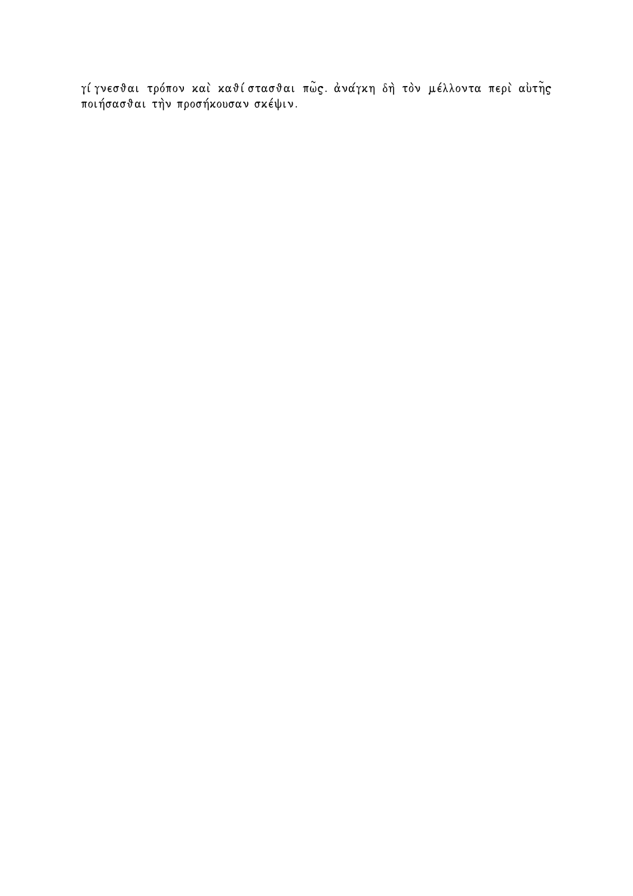γίγνεσθαι τρόπον καὶ καθίστασθαι πῶς. ἀνάγκη δὴ τὸν μέλλοντα περὶ αὐτῆς ποιήσασθαι τὴν προσήκουσαν σκέψιν.